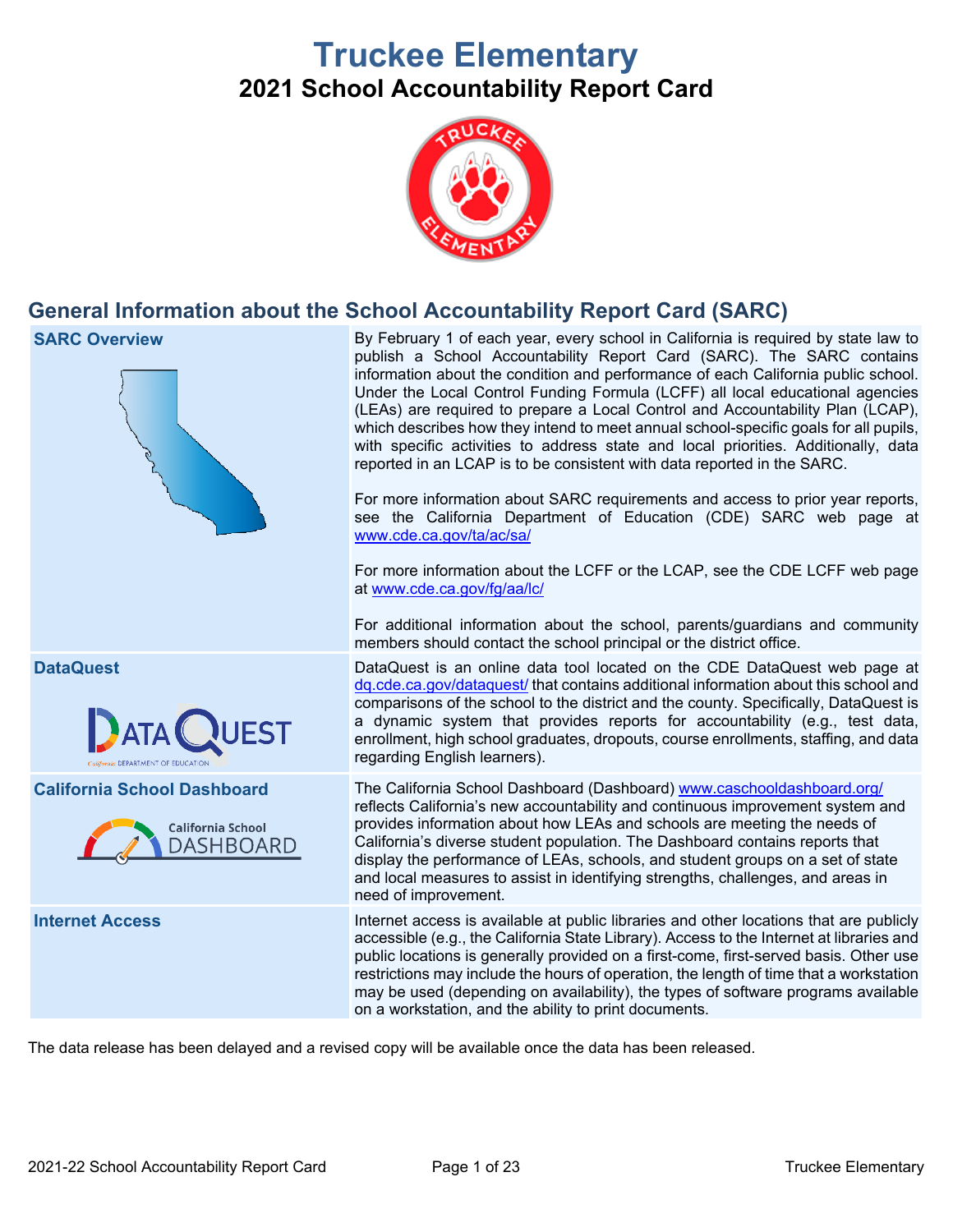# Truckee Elementary

## 2021 School Accountability Report Card

## General Information about the School Accountability Report Card (SARC)

| | |
|---|---|
| **SARC Overview** | By February 1 of each year, every school in California is required by state law to publish a School Accountability Report Card (SARC). The SARC contains information about the condition and performance of each California public school. Under the Local Control Funding Formula (LCFF) all local educational agencies (LEAs) are required to prepare a Local Control and Accountability Plan (LCAP), which describes how they intend to meet annual school-specific goals for all pupils, with specific activities to address state and local priorities. Additionally, data reported in an LCAP is to be consistent with data reported in the SARC.<br><br>For more information about SARC requirements and access to prior year reports, see the California Department of Education (CDE) SARC web page at www.cde.ca.gov/ta/ac/sa/<br><br>For more information about the LCFF or the LCAP, see the CDE LCFF web page at www.cde.ca.gov/fg/aa/lc/<br><br>For additional information about the school, parents/guardians and community members should contact the school principal or the district office. |
| **DataQuest** | DataQuest is an online data tool located on the CDE DataQuest web page at dq.cde.ca.gov/dataquest/ that contains additional information about this school and comparisons of the school to the district and the county. Specifically, DataQuest is a dynamic system that provides reports for accountability (e.g., test data, enrollment, high school graduates, dropouts, course enrollments, staffing, and data regarding English learners). |
| **California School Dashboard** | The California School Dashboard (Dashboard) www.caschooldashboard.org/ reflects California's new accountability and continuous improvement system and provides information about how LEAs and schools are meeting the needs of California's diverse student population. The Dashboard contains reports that display the performance of LEAs, schools, and student groups on a set of state and local measures to assist in identifying strengths, challenges, and areas in need of improvement. |
| **Internet Access** | Internet access is available at public libraries and other locations that are publicly accessible (e.g., the California State Library). Access to the Internet at libraries and public locations is generally provided on a first-come, first-served basis. Other use restrictions may include the hours of operation, the length of time that a workstation may be used (depending on availability), the types of software programs available on a workstation, and the ability to print documents. |

The data release has been delayed and a revised copy will be available once the data has been released.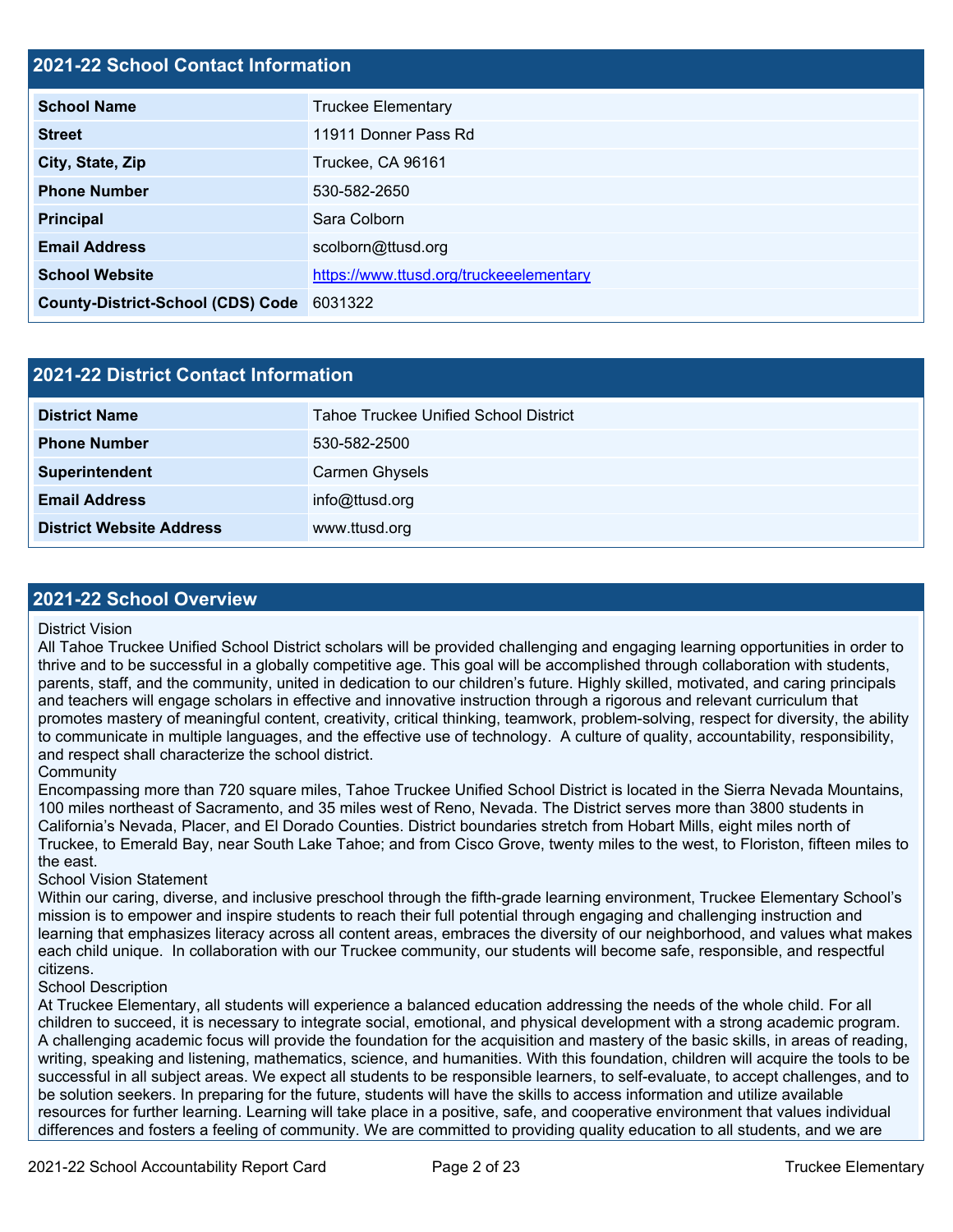## 2021-22 School Contact Information

| | |
|---|---|
| **School Name** | Truckee Elementary |
| **Street** | 11911 Donner Pass Rd |
| **City, State, Zip** | Truckee, CA 96161 |
| **Phone Number** | 530-582-2650 |
| **Principal** | Sara Colborn |
| **Email Address** | scolborn@ttusd.org |
| **School Website** | https://www.ttusd.org/truckeeelementary |
| **County-District-School (CDS) Code** | 6031322 |

## 2021-22 District Contact Information

| | |
|---|---|
| **District Name** | Tahoe Truckee Unified School District |
| **Phone Number** | 530-582-2500 |
| **Superintendent** | Carmen Ghysels |
| **Email Address** | info@ttusd.org |
| **District Website Address** | www.ttusd.org |

## 2021-22 School Overview

District Vision
All Tahoe Truckee Unified School District scholars will be provided challenging and engaging learning opportunities in order to thrive and to be successful in a globally competitive age. This goal will be accomplished through collaboration with students, parents, staff, and the community, united in dedication to our children's future. Highly skilled, motivated, and caring principals and teachers will engage scholars in effective and innovative instruction through a rigorous and relevant curriculum that promotes mastery of meaningful content, creativity, critical thinking, teamwork, problem-solving, respect for diversity, the ability to communicate in multiple languages, and the effective use of technology. A culture of quality, accountability, responsibility, and respect shall characterize the school district.
Community
Encompassing more than 720 square miles, Tahoe Truckee Unified School District is located in the Sierra Nevada Mountains, 100 miles northeast of Sacramento, and 35 miles west of Reno, Nevada. The District serves more than 3800 students in California's Nevada, Placer, and El Dorado Counties. District boundaries stretch from Hobart Mills, eight miles north of Truckee, to Emerald Bay, near South Lake Tahoe; and from Cisco Grove, twenty miles to the west, to Floriston, fifteen miles to the east.
School Vision Statement
Within our caring, diverse, and inclusive preschool through the fifth-grade learning environment, Truckee Elementary School's mission is to empower and inspire students to reach their full potential through engaging and challenging instruction and learning that emphasizes literacy across all content areas, embraces the diversity of our neighborhood, and values what makes each child unique. In collaboration with our Truckee community, our students will become safe, responsible, and respectful citizens.
School Description
At Truckee Elementary, all students will experience a balanced education addressing the needs of the whole child. For all children to succeed, it is necessary to integrate social, emotional, and physical development with a strong academic program. A challenging academic focus will provide the foundation for the acquisition and mastery of the basic skills, in areas of reading, writing, speaking and listening, mathematics, science, and humanities. With this foundation, children will acquire the tools to be successful in all subject areas. We expect all students to be responsible learners, to self-evaluate, to accept challenges, and to be solution seekers. In preparing for the future, students will have the skills to access information and utilize available resources for further learning. Learning will take place in a positive, safe, and cooperative environment that values individual differences and fosters a feeling of community. We are committed to providing quality education to all students, and we are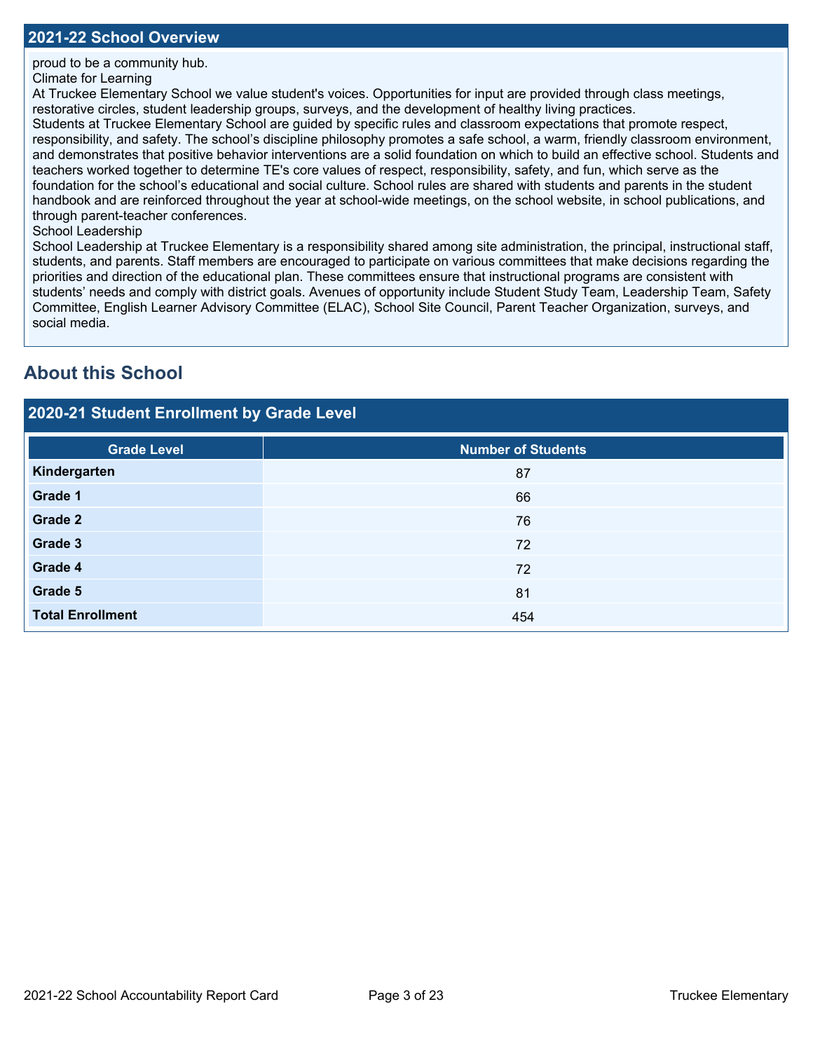## 2021-22 School Overview

proud to be a community hub.

Climate for Learning

At Truckee Elementary School we value student's voices. Opportunities for input are provided through class meetings, restorative circles, student leadership groups, surveys, and the development of healthy living practices.

Students at Truckee Elementary School are guided by specific rules and classroom expectations that promote respect, responsibility, and safety. The school's discipline philosophy promotes a safe school, a warm, friendly classroom environment, and demonstrates that positive behavior interventions are a solid foundation on which to build an effective school. Students and teachers worked together to determine TE's core values of respect, responsibility, safety, and fun, which serve as the foundation for the school's educational and social culture. School rules are shared with students and parents in the student handbook and are reinforced throughout the year at school-wide meetings, on the school website, in school publications, and through parent-teacher conferences.

School Leadership

School Leadership at Truckee Elementary is a responsibility shared among site administration, the principal, instructional staff, students, and parents. Staff members are encouraged to participate on various committees that make decisions regarding the priorities and direction of the educational plan. These committees ensure that instructional programs are consistent with students' needs and comply with district goals. Avenues of opportunity include Student Study Team, Leadership Team, Safety Committee, English Learner Advisory Committee (ELAC), School Site Council, Parent Teacher Organization, surveys, and social media.

## About this School

### 2020-21 Student Enrollment by Grade Level

| Grade Level | Number of Students |
| --- | --- |
| **Kindergarten** | 87 |
| **Grade 1** | 66 |
| **Grade 2** | 76 |
| **Grade 3** | 72 |
| **Grade 4** | 72 |
| **Grade 5** | 81 |
| **Total Enrollment** | 454 |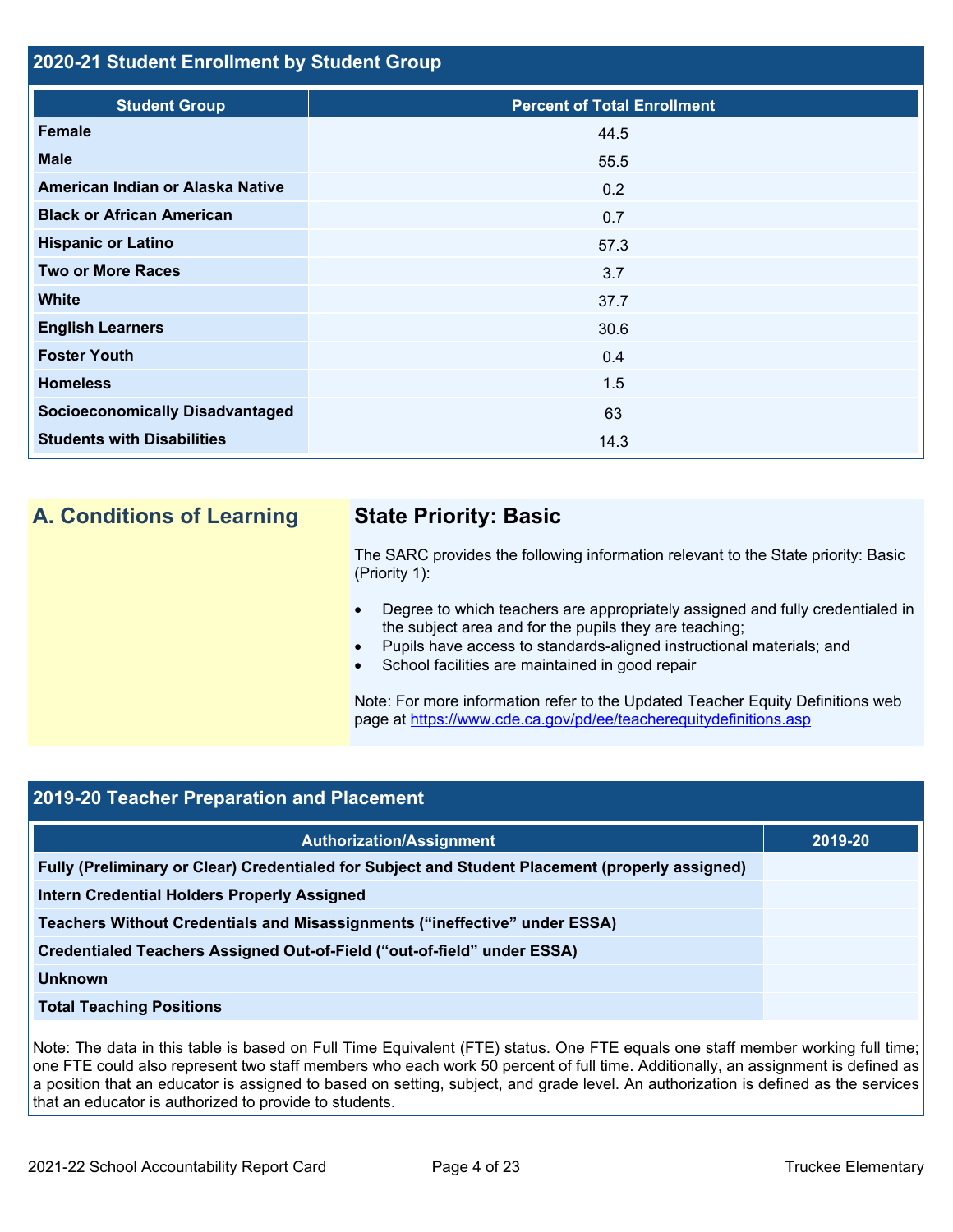## 2020-21 Student Enrollment by Student Group

| Student Group | Percent of Total Enrollment |
| --- | --- |
| **Female** | 44.5 |
| **Male** | 55.5 |
| **American Indian or Alaska Native** | 0.2 |
| **Black or African American** | 0.7 |
| **Hispanic or Latino** | 57.3 |
| **Two or More Races** | 3.7 |
| **White** | 37.7 |
| **English Learners** | 30.6 |
| **Foster Youth** | 0.4 |
| **Homeless** | 1.5 |
| **Socioeconomically Disadvantaged** | 63 |
| **Students with Disabilities** | 14.3 |

## A. Conditions of Learning

### State Priority: Basic

The SARC provides the following information relevant to the State priority: Basic (Priority 1):

- Degree to which teachers are appropriately assigned and fully credentialed in the subject area and for the pupils they are teaching;
- Pupils have access to standards-aligned instructional materials; and
- School facilities are maintained in good repair

Note: For more information refer to the Updated Teacher Equity Definitions web page at https://www.cde.ca.gov/pd/ee/teacherequitydefinitions.asp

## 2019-20 Teacher Preparation and Placement

| Authorization/Assignment | 2019-20 |
| --- | --- |
| **Fully (Preliminary or Clear) Credentialed for Subject and Student Placement (properly assigned)** | |
| **Intern Credential Holders Properly Assigned** | |
| **Teachers Without Credentials and Misassignments (“ineffective” under ESSA)** | |
| **Credentialed Teachers Assigned Out-of-Field (“out-of-field” under ESSA)** | |
| **Unknown** | |
| **Total Teaching Positions** | |

Note: The data in this table is based on Full Time Equivalent (FTE) status. One FTE equals one staff member working full time; one FTE could also represent two staff members who each work 50 percent of full time. Additionally, an assignment is defined as a position that an educator is assigned to based on setting, subject, and grade level. An authorization is defined as the services that an educator is authorized to provide to students.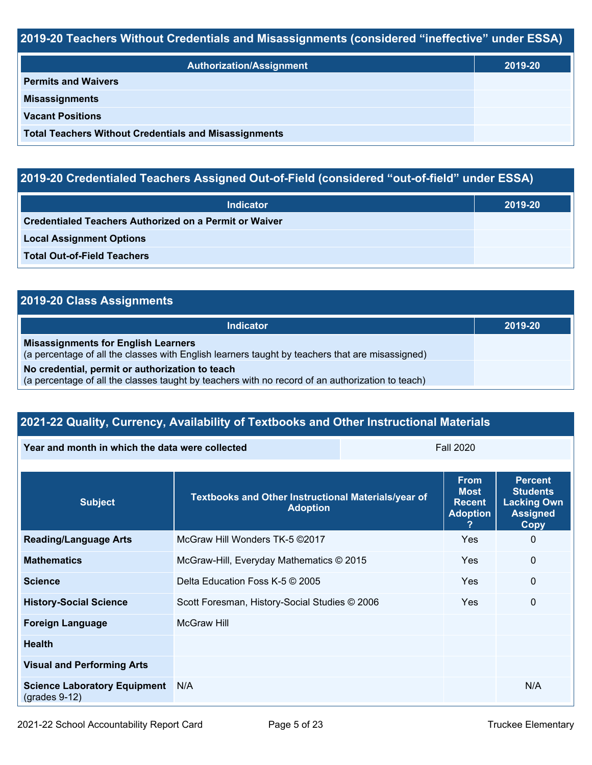## 2019-20 Teachers Without Credentials and Misassignments (considered “ineffective” under ESSA)

| Authorization/Assignment | 2019-20 |
|---|---|
| **Permits and Waivers** | |
| **Misassignments** | |
| **Vacant Positions** | |
| **Total Teachers Without Credentials and Misassignments** | |

## 2019-20 Credentialed Teachers Assigned Out-of-Field (considered “out-of-field” under ESSA)

| Indicator | 2019-20 |
|---|---|
| **Credentialed Teachers Authorized on a Permit or Waiver** | |
| **Local Assignment Options** | |
| **Total Out-of-Field Teachers** | |

## 2019-20 Class Assignments

| Indicator | 2019-20 |
|---|---|
| **Misassignments for English Learners** (a percentage of all the classes with English learners taught by teachers that are misassigned) | |
| **No credential, permit or authorization to teach** (a percentage of all the classes taught by teachers with no record of an authorization to teach) | |

## 2021-22 Quality, Currency, Availability of Textbooks and Other Instructional Materials

| Year and month in which the data were collected | Fall 2020 |
|---|---|

| Subject | Textbooks and Other Instructional Materials/year of Adoption | From Most Recent Adoption ? | Percent Students Lacking Own Assigned Copy |
|---|---|---|---|
| **Reading/Language Arts** | McGraw Hill Wonders TK-5 ©2017 | Yes | 0 |
| **Mathematics** | McGraw-Hill, Everyday Mathematics © 2015 | Yes | 0 |
| **Science** | Delta Education Foss K-5 © 2005 | Yes | 0 |
| **History-Social Science** | Scott Foresman, History-Social Studies © 2006 | Yes | 0 |
| **Foreign Language** | McGraw Hill | | |
| **Health** | | | |
| **Visual and Performing Arts** | | | |
| **Science Laboratory Equipment** (grades 9-12) | N/A | | N/A |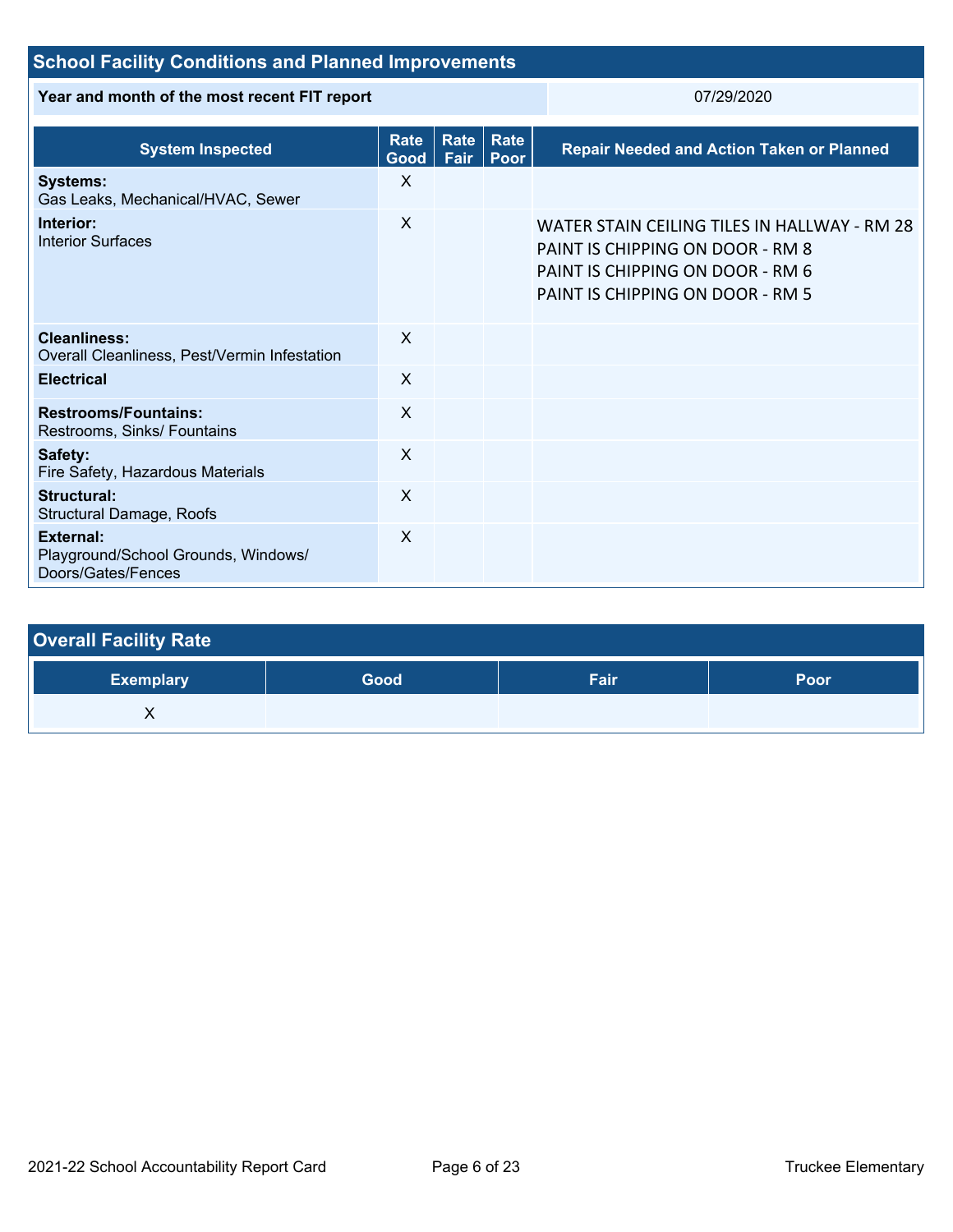## School Facility Conditions and Planned Improvements

| Year and month of the most recent FIT report | 07/29/2020 |
|---|---|

| System Inspected | Rate Good | Rate Fair | Rate Poor | Repair Needed and Action Taken or Planned |
|---|---|---|---|---|
| **Systems:** Gas Leaks, Mechanical/HVAC, Sewer | X | | | |
| **Interior:** Interior Surfaces | X | | | WATER STAIN CEILING TILES IN HALLWAY - RM 28<br>PAINT IS CHIPPING ON DOOR - RM 8<br>PAINT IS CHIPPING ON DOOR - RM 6<br>PAINT IS CHIPPING ON DOOR - RM 5 |
| **Cleanliness:** Overall Cleanliness, Pest/Vermin Infestation | X | | | |
| **Electrical** | X | | | |
| **Restrooms/Fountains:** Restrooms, Sinks/ Fountains | X | | | |
| **Safety:** Fire Safety, Hazardous Materials | X | | | |
| **Structural:** Structural Damage, Roofs | X | | | |
| **External:** Playground/School Grounds, Windows/ Doors/Gates/Fences | X | | | |

## Overall Facility Rate

| Exemplary | Good | Fair | Poor |
|---|---|---|---|
| X | | | |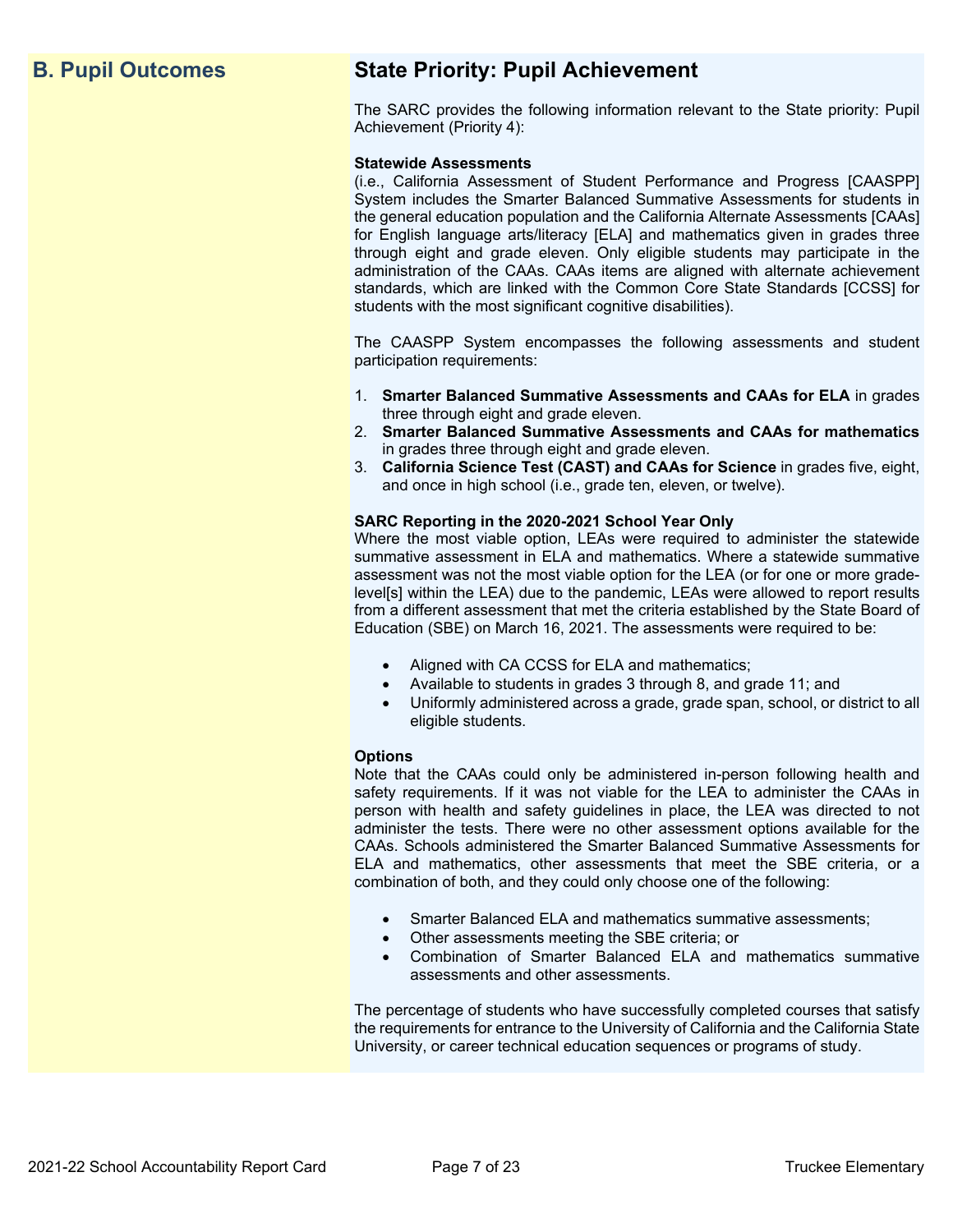## B. Pupil Outcomes

## State Priority: Pupil Achievement

The SARC provides the following information relevant to the State priority: Pupil Achievement (Priority 4):

**Statewide Assessments**
(i.e., California Assessment of Student Performance and Progress [CAASPP] System includes the Smarter Balanced Summative Assessments for students in the general education population and the California Alternate Assessments [CAAs] for English language arts/literacy [ELA] and mathematics given in grades three through eight and grade eleven. Only eligible students may participate in the administration of the CAAs. CAAs items are aligned with alternate achievement standards, which are linked with the Common Core State Standards [CCSS] for students with the most significant cognitive disabilities).

The CAASPP System encompasses the following assessments and student participation requirements:

1. **Smarter Balanced Summative Assessments and CAAs for ELA** in grades three through eight and grade eleven.
2. **Smarter Balanced Summative Assessments and CAAs for mathematics** in grades three through eight and grade eleven.
3. **California Science Test (CAST) and CAAs for Science** in grades five, eight, and once in high school (i.e., grade ten, eleven, or twelve).

**SARC Reporting in the 2020-2021 School Year Only**
Where the most viable option, LEAs were required to administer the statewide summative assessment in ELA and mathematics. Where a statewide summative assessment was not the most viable option for the LEA (or for one or more grade-level[s] within the LEA) due to the pandemic, LEAs were allowed to report results from a different assessment that met the criteria established by the State Board of Education (SBE) on March 16, 2021. The assessments were required to be:

- Aligned with CA CCSS for ELA and mathematics;
- Available to students in grades 3 through 8, and grade 11; and
- Uniformly administered across a grade, grade span, school, or district to all eligible students.

**Options**
Note that the CAAs could only be administered in-person following health and safety requirements. If it was not viable for the LEA to administer the CAAs in person with health and safety guidelines in place, the LEA was directed to not administer the tests. There were no other assessment options available for the CAAs. Schools administered the Smarter Balanced Summative Assessments for ELA and mathematics, other assessments that meet the SBE criteria, or a combination of both, and they could only choose one of the following:

- Smarter Balanced ELA and mathematics summative assessments;
- Other assessments meeting the SBE criteria; or
- Combination of Smarter Balanced ELA and mathematics summative assessments and other assessments.

The percentage of students who have successfully completed courses that satisfy the requirements for entrance to the University of California and the California State University, or career technical education sequences or programs of study.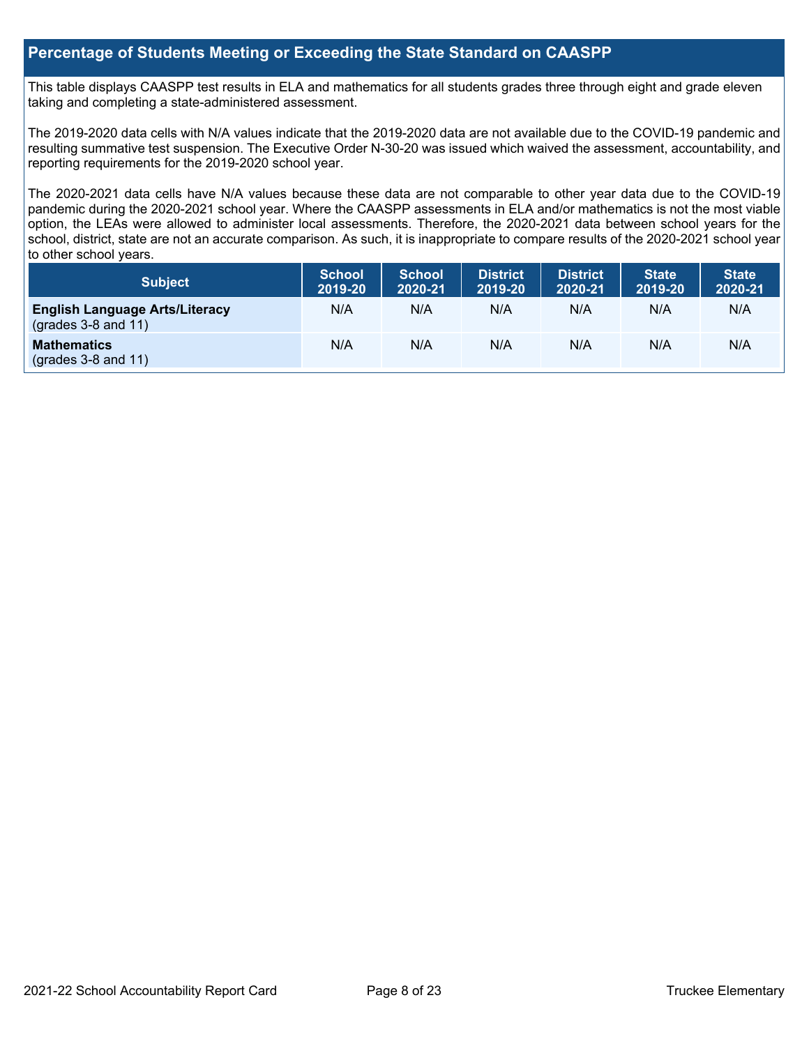## Percentage of Students Meeting or Exceeding the State Standard on CAASPP

This table displays CAASPP test results in ELA and mathematics for all students grades three through eight and grade eleven taking and completing a state-administered assessment.

The 2019-2020 data cells with N/A values indicate that the 2019-2020 data are not available due to the COVID-19 pandemic and resulting summative test suspension. The Executive Order N-30-20 was issued which waived the assessment, accountability, and reporting requirements for the 2019-2020 school year.

The 2020-2021 data cells have N/A values because these data are not comparable to other year data due to the COVID-19 pandemic during the 2020-2021 school year. Where the CAASPP assessments in ELA and/or mathematics is not the most viable option, the LEAs were allowed to administer local assessments. Therefore, the 2020-2021 data between school years for the school, district, state are not an accurate comparison. As such, it is inappropriate to compare results of the 2020-2021 school year to other school years.

| Subject | School 2019-20 | School 2020-21 | District 2019-20 | District 2020-21 | State 2019-20 | State 2020-21 |
|---|---|---|---|---|---|---|
| **English Language Arts/Literacy** (grades 3-8 and 11) | N/A | N/A | N/A | N/A | N/A | N/A |
| **Mathematics** (grades 3-8 and 11) | N/A | N/A | N/A | N/A | N/A | N/A |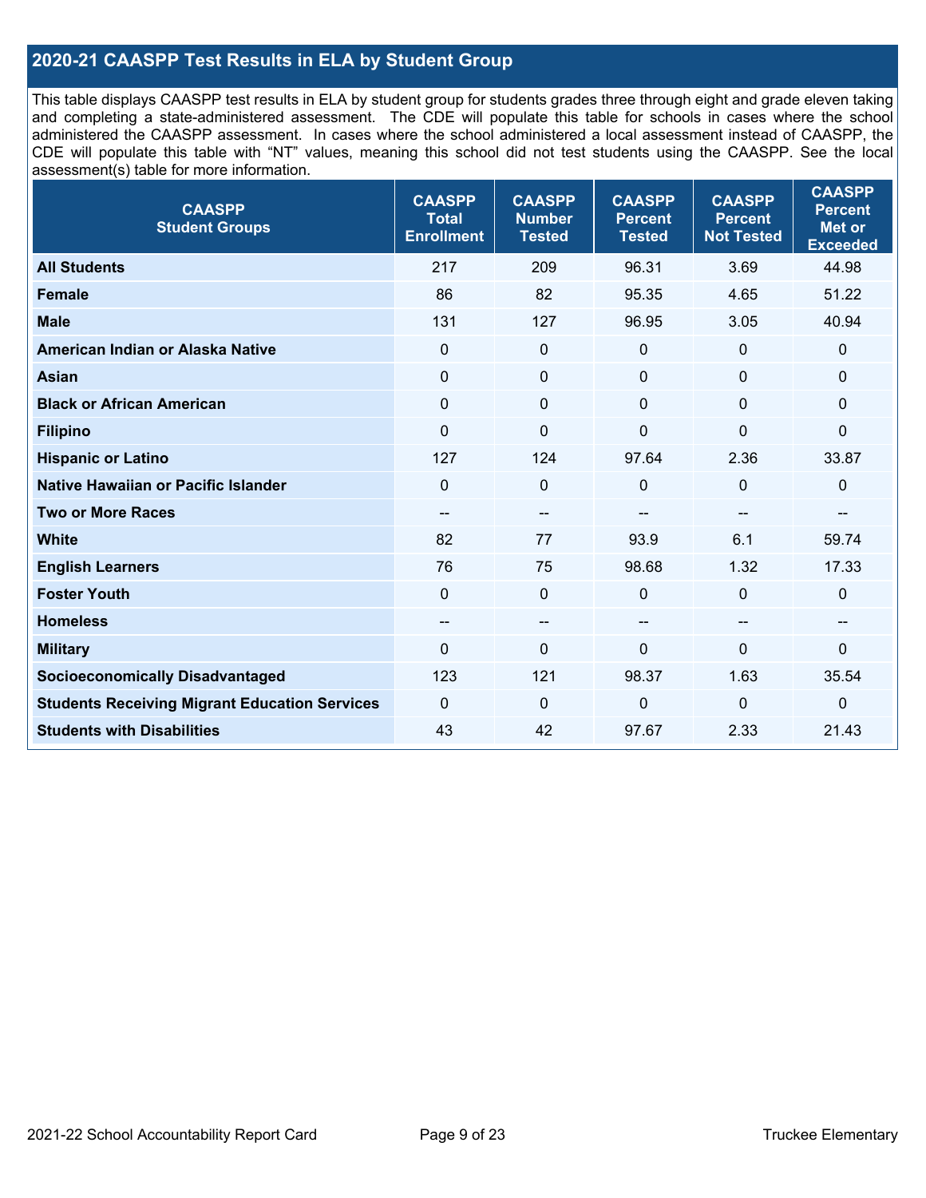## 2020-21 CAASPP Test Results in ELA by Student Group

This table displays CAASPP test results in ELA by student group for students grades three through eight and grade eleven taking and completing a state-administered assessment. The CDE will populate this table for schools in cases where the school administered the CAASPP assessment. In cases where the school administered a local assessment instead of CAASPP, the CDE will populate this table with "NT" values, meaning this school did not test students using the CAASPP. See the local assessment(s) table for more information.

| CAASPP Student Groups | CAASPP Total Enrollment | CAASPP Number Tested | CAASPP Percent Tested | CAASPP Percent Not Tested | CAASPP Percent Met or Exceeded |
|---|---|---|---|---|---|
| **All Students** | 217 | 209 | 96.31 | 3.69 | 44.98 |
| **Female** | 86 | 82 | 95.35 | 4.65 | 51.22 |
| **Male** | 131 | 127 | 96.95 | 3.05 | 40.94 |
| **American Indian or Alaska Native** | 0 | 0 | 0 | 0 | 0 |
| **Asian** | 0 | 0 | 0 | 0 | 0 |
| **Black or African American** | 0 | 0 | 0 | 0 | 0 |
| **Filipino** | 0 | 0 | 0 | 0 | 0 |
| **Hispanic or Latino** | 127 | 124 | 97.64 | 2.36 | 33.87 |
| **Native Hawaiian or Pacific Islander** | 0 | 0 | 0 | 0 | 0 |
| **Two or More Races** | -- | -- | -- | -- | -- |
| **White** | 82 | 77 | 93.9 | 6.1 | 59.74 |
| **English Learners** | 76 | 75 | 98.68 | 1.32 | 17.33 |
| **Foster Youth** | 0 | 0 | 0 | 0 | 0 |
| **Homeless** | -- | -- | -- | -- | -- |
| **Military** | 0 | 0 | 0 | 0 | 0 |
| **Socioeconomically Disadvantaged** | 123 | 121 | 98.37 | 1.63 | 35.54 |
| **Students Receiving Migrant Education Services** | 0 | 0 | 0 | 0 | 0 |
| **Students with Disabilities** | 43 | 42 | 97.67 | 2.33 | 21.43 |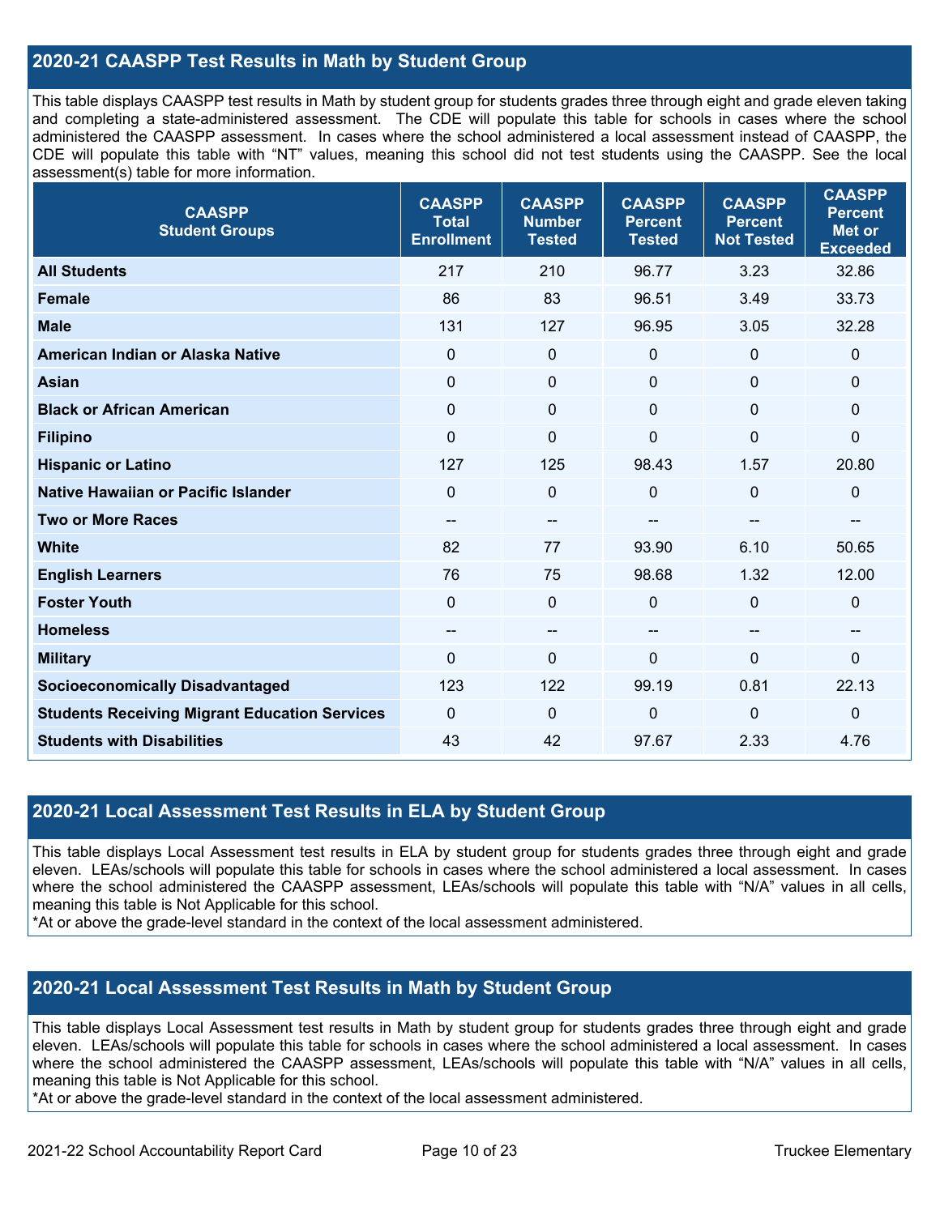## 2020-21 CAASPP Test Results in Math by Student Group

This table displays CAASPP test results in Math by student group for students grades three through eight and grade eleven taking and completing a state-administered assessment. The CDE will populate this table for schools in cases where the school administered the CAASPP assessment. In cases where the school administered a local assessment instead of CAASPP, the CDE will populate this table with "NT" values, meaning this school did not test students using the CAASPP. See the local assessment(s) table for more information.

| CAASPP Student Groups | CAASPP Total Enrollment | CAASPP Number Tested | CAASPP Percent Tested | CAASPP Percent Not Tested | CAASPP Percent Met or Exceeded |
|---|---|---|---|---|---|
| **All Students** | 217 | 210 | 96.77 | 3.23 | 32.86 |
| **Female** | 86 | 83 | 96.51 | 3.49 | 33.73 |
| **Male** | 131 | 127 | 96.95 | 3.05 | 32.28 |
| **American Indian or Alaska Native** | 0 | 0 | 0 | 0 | 0 |
| **Asian** | 0 | 0 | 0 | 0 | 0 |
| **Black or African American** | 0 | 0 | 0 | 0 | 0 |
| **Filipino** | 0 | 0 | 0 | 0 | 0 |
| **Hispanic or Latino** | 127 | 125 | 98.43 | 1.57 | 20.80 |
| **Native Hawaiian or Pacific Islander** | 0 | 0 | 0 | 0 | 0 |
| **Two or More Races** | -- | -- | -- | -- | -- |
| **White** | 82 | 77 | 93.90 | 6.10 | 50.65 |
| **English Learners** | 76 | 75 | 98.68 | 1.32 | 12.00 |
| **Foster Youth** | 0 | 0 | 0 | 0 | 0 |
| **Homeless** | -- | -- | -- | -- | -- |
| **Military** | 0 | 0 | 0 | 0 | 0 |
| **Socioeconomically Disadvantaged** | 123 | 122 | 99.19 | 0.81 | 22.13 |
| **Students Receiving Migrant Education Services** | 0 | 0 | 0 | 0 | 0 |
| **Students with Disabilities** | 43 | 42 | 97.67 | 2.33 | 4.76 |

## 2020-21 Local Assessment Test Results in ELA by Student Group

This table displays Local Assessment test results in ELA by student group for students grades three through eight and grade eleven. LEAs/schools will populate this table for schools in cases where the school administered a local assessment. In cases where the school administered the CAASPP assessment, LEAs/schools will populate this table with "N/A" values in all cells, meaning this table is Not Applicable for this school.
*At or above the grade-level standard in the context of the local assessment administered.

## 2020-21 Local Assessment Test Results in Math by Student Group

This table displays Local Assessment test results in Math by student group for students grades three through eight and grade eleven. LEAs/schools will populate this table for schools in cases where the school administered a local assessment. In cases where the school administered the CAASPP assessment, LEAs/schools will populate this table with "N/A" values in all cells, meaning this table is Not Applicable for this school.
*At or above the grade-level standard in the context of the local assessment administered.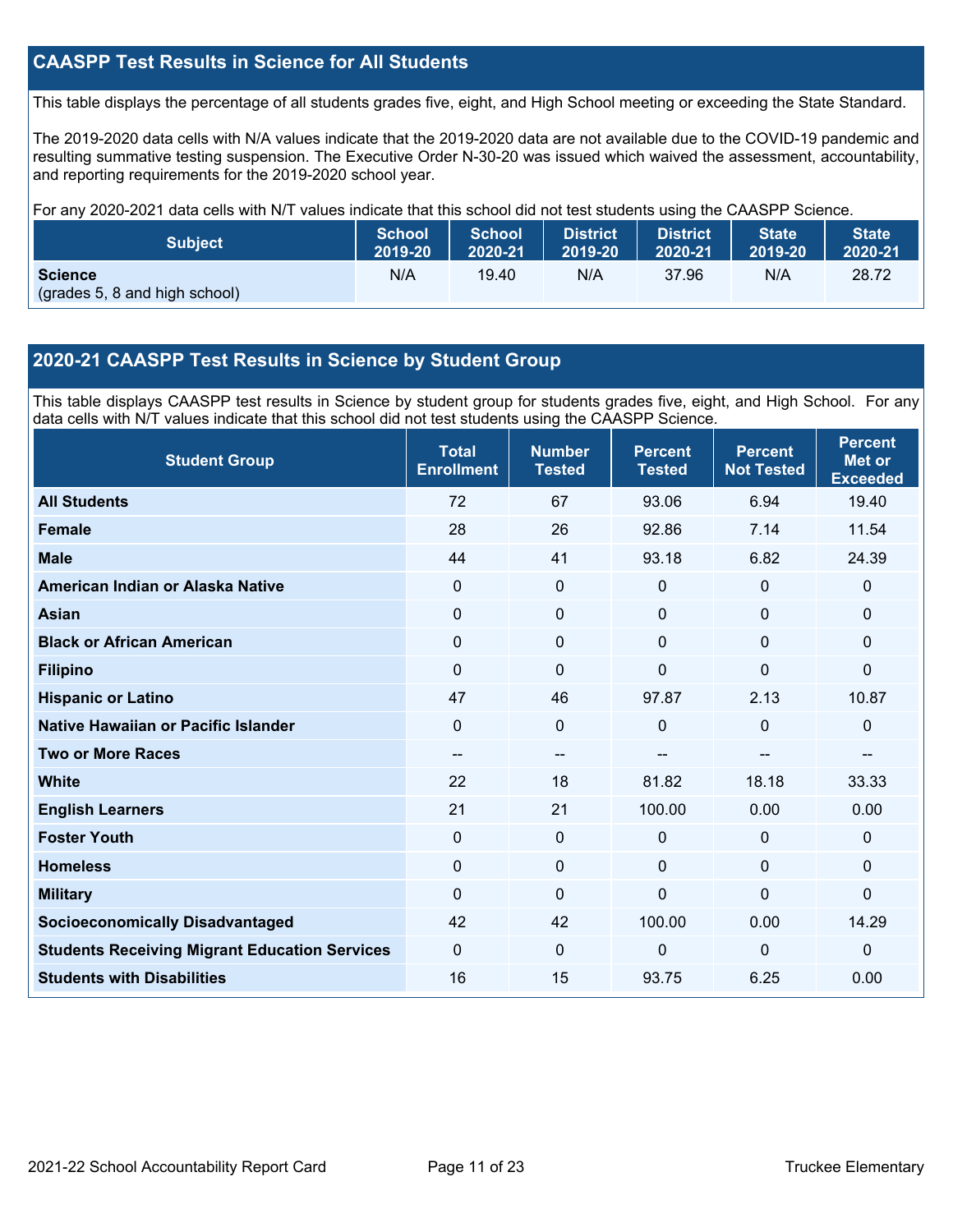## CAASPP Test Results in Science for All Students

This table displays the percentage of all students grades five, eight, and High School meeting or exceeding the State Standard.

The 2019-2020 data cells with N/A values indicate that the 2019-2020 data are not available due to the COVID-19 pandemic and resulting summative testing suspension. The Executive Order N-30-20 was issued which waived the assessment, accountability, and reporting requirements for the 2019-2020 school year.

For any 2020-2021 data cells with N/T values indicate that this school did not test students using the CAASPP Science.

| Subject | School 2019-20 | School 2020-21 | District 2019-20 | District 2020-21 | State 2019-20 | State 2020-21 |
|---|---|---|---|---|---|---|
| **Science** (grades 5, 8 and high school) | N/A | 19.40 | N/A | 37.96 | N/A | 28.72 |

## 2020-21 CAASPP Test Results in Science by Student Group

This table displays CAASPP test results in Science by student group for students grades five, eight, and High School. For any data cells with N/T values indicate that this school did not test students using the CAASPP Science.

| Student Group | Total Enrollment | Number Tested | Percent Tested | Percent Not Tested | Percent Met or Exceeded |
|---|---|---|---|---|---|
| **All Students** | 72 | 67 | 93.06 | 6.94 | 19.40 |
| **Female** | 28 | 26 | 92.86 | 7.14 | 11.54 |
| **Male** | 44 | 41 | 93.18 | 6.82 | 24.39 |
| **American Indian or Alaska Native** | 0 | 0 | 0 | 0 | 0 |
| **Asian** | 0 | 0 | 0 | 0 | 0 |
| **Black or African American** | 0 | 0 | 0 | 0 | 0 |
| **Filipino** | 0 | 0 | 0 | 0 | 0 |
| **Hispanic or Latino** | 47 | 46 | 97.87 | 2.13 | 10.87 |
| **Native Hawaiian or Pacific Islander** | 0 | 0 | 0 | 0 | 0 |
| **Two or More Races** | -- | -- | -- | -- | -- |
| **White** | 22 | 18 | 81.82 | 18.18 | 33.33 |
| **English Learners** | 21 | 21 | 100.00 | 0.00 | 0.00 |
| **Foster Youth** | 0 | 0 | 0 | 0 | 0 |
| **Homeless** | 0 | 0 | 0 | 0 | 0 |
| **Military** | 0 | 0 | 0 | 0 | 0 |
| **Socioeconomically Disadvantaged** | 42 | 42 | 100.00 | 0.00 | 14.29 |
| **Students Receiving Migrant Education Services** | 0 | 0 | 0 | 0 | 0 |
| **Students with Disabilities** | 16 | 15 | 93.75 | 6.25 | 0.00 |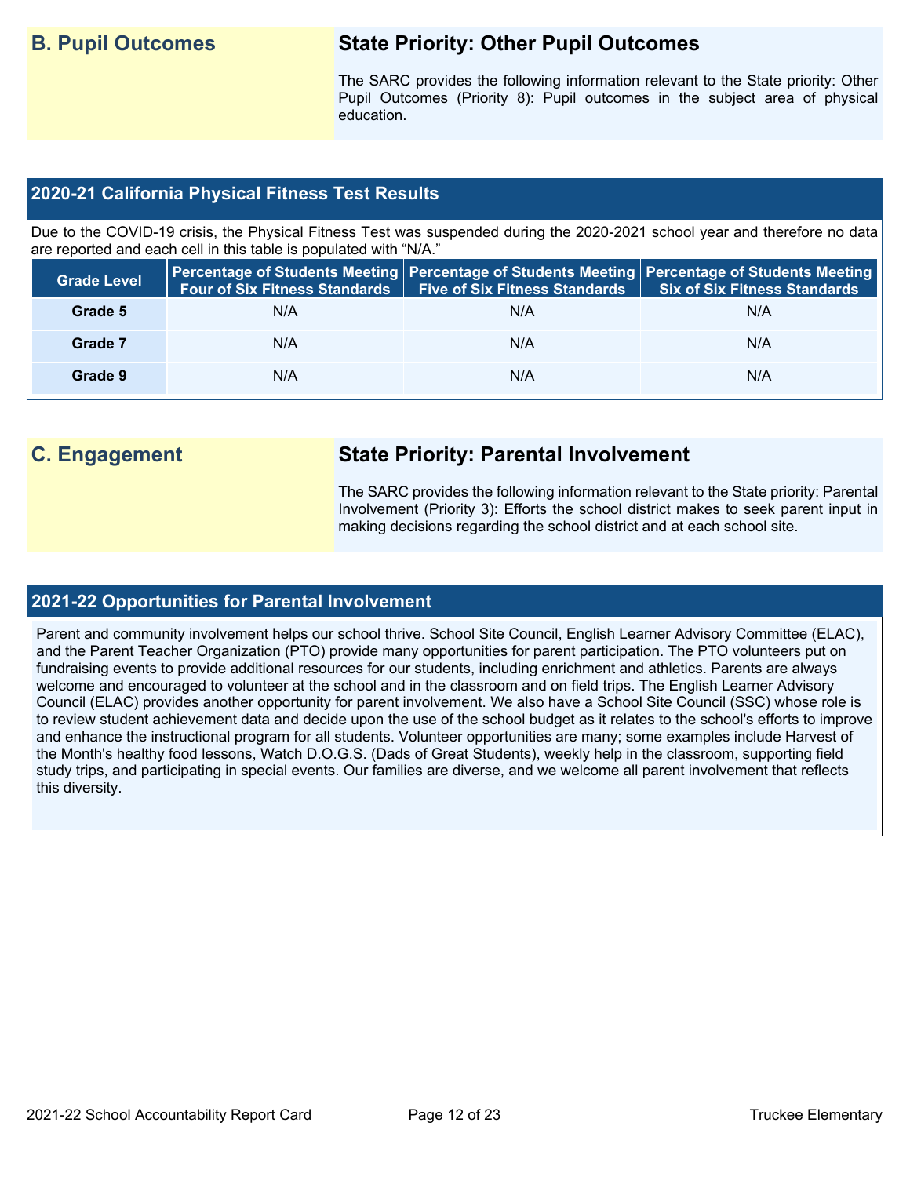## B. Pupil Outcomes

### State Priority: Other Pupil Outcomes

The SARC provides the following information relevant to the State priority: Other Pupil Outcomes (Priority 8): Pupil outcomes in the subject area of physical education.

### 2020-21 California Physical Fitness Test Results

Due to the COVID-19 crisis, the Physical Fitness Test was suspended during the 2020-2021 school year and therefore no data are reported and each cell in this table is populated with "N/A."

| Grade Level | Percentage of Students Meeting Four of Six Fitness Standards | Percentage of Students Meeting Five of Six Fitness Standards | Percentage of Students Meeting Six of Six Fitness Standards |
|---|---|---|---|
| Grade 5 | N/A | N/A | N/A |
| Grade 7 | N/A | N/A | N/A |
| Grade 9 | N/A | N/A | N/A |

## C. Engagement

### State Priority: Parental Involvement

The SARC provides the following information relevant to the State priority: Parental Involvement (Priority 3): Efforts the school district makes to seek parent input in making decisions regarding the school district and at each school site.

### 2021-22 Opportunities for Parental Involvement

Parent and community involvement helps our school thrive. School Site Council, English Learner Advisory Committee (ELAC), and the Parent Teacher Organization (PTO) provide many opportunities for parent participation. The PTO volunteers put on fundraising events to provide additional resources for our students, including enrichment and athletics. Parents are always welcome and encouraged to volunteer at the school and in the classroom and on field trips. The English Learner Advisory Council (ELAC) provides another opportunity for parent involvement. We also have a School Site Council (SSC) whose role is to review student achievement data and decide upon the use of the school budget as it relates to the school's efforts to improve and enhance the instructional program for all students. Volunteer opportunities are many; some examples include Harvest of the Month's healthy food lessons, Watch D.O.G.S. (Dads of Great Students), weekly help in the classroom, supporting field study trips, and participating in special events. Our families are diverse, and we welcome all parent involvement that reflects this diversity.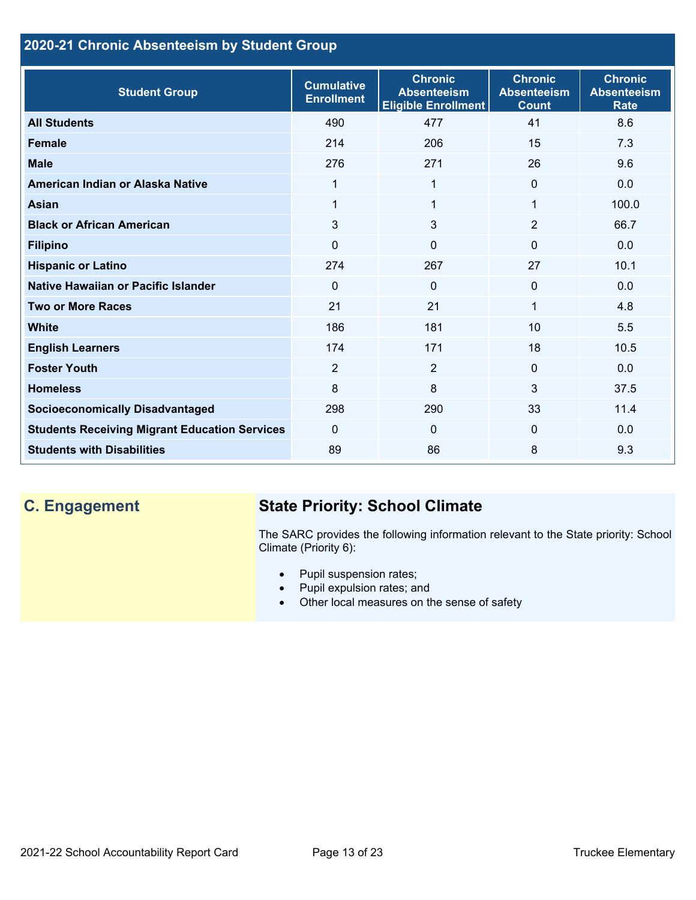## 2020-21 Chronic Absenteeism by Student Group

| Student Group | Cumulative Enrollment | Chronic Absenteeism Eligible Enrollment | Chronic Absenteeism Count | Chronic Absenteeism Rate |
|---|---|---|---|---|
| **All Students** | 490 | 477 | 41 | 8.6 |
| **Female** | 214 | 206 | 15 | 7.3 |
| **Male** | 276 | 271 | 26 | 9.6 |
| **American Indian or Alaska Native** | 1 | 1 | 0 | 0.0 |
| **Asian** | 1 | 1 | 1 | 100.0 |
| **Black or African American** | 3 | 3 | 2 | 66.7 |
| **Filipino** | 0 | 0 | 0 | 0.0 |
| **Hispanic or Latino** | 274 | 267 | 27 | 10.1 |
| **Native Hawaiian or Pacific Islander** | 0 | 0 | 0 | 0.0 |
| **Two or More Races** | 21 | 21 | 1 | 4.8 |
| **White** | 186 | 181 | 10 | 5.5 |
| **English Learners** | 174 | 171 | 18 | 10.5 |
| **Foster Youth** | 2 | 2 | 0 | 0.0 |
| **Homeless** | 8 | 8 | 3 | 37.5 |
| **Socioeconomically Disadvantaged** | 298 | 290 | 33 | 11.4 |
| **Students Receiving Migrant Education Services** | 0 | 0 | 0 | 0.0 |
| **Students with Disabilities** | 89 | 86 | 8 | 9.3 |

## C. Engagement

### State Priority: School Climate

The SARC provides the following information relevant to the State priority: School Climate (Priority 6):

- Pupil suspension rates;
- Pupil expulsion rates; and
- Other local measures on the sense of safety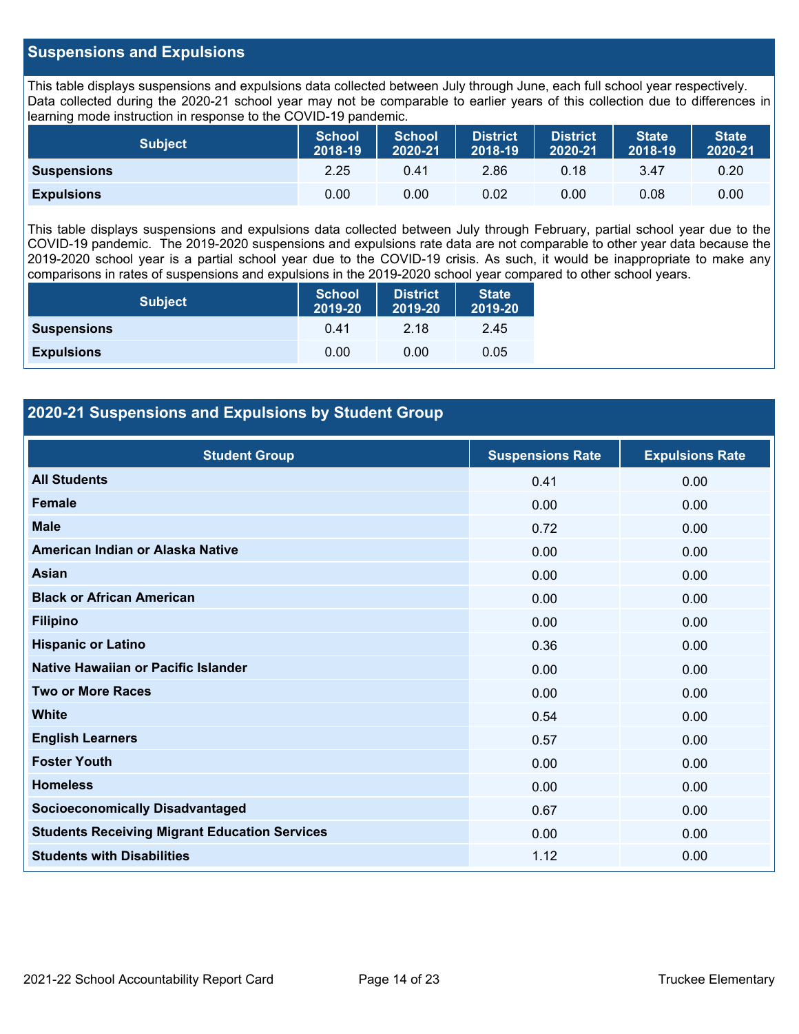## Suspensions and Expulsions

This table displays suspensions and expulsions data collected between July through June, each full school year respectively. Data collected during the 2020-21 school year may not be comparable to earlier years of this collection due to differences in learning mode instruction in response to the COVID-19 pandemic.

| Subject | School 2018-19 | School 2020-21 | District 2018-19 | District 2020-21 | State 2018-19 | State 2020-21 |
|---|---|---|---|---|---|---|
| **Suspensions** | 2.25 | 0.41 | 2.86 | 0.18 | 3.47 | 0.20 |
| **Expulsions** | 0.00 | 0.00 | 0.02 | 0.00 | 0.08 | 0.00 |

This table displays suspensions and expulsions data collected between July through February, partial school year due to the COVID-19 pandemic. The 2019-2020 suspensions and expulsions rate data are not comparable to other year data because the 2019-2020 school year is a partial school year due to the COVID-19 crisis. As such, it would be inappropriate to make any comparisons in rates of suspensions and expulsions in the 2019-2020 school year compared to other school years.

| Subject | School 2019-20 | District 2019-20 | State 2019-20 |
|---|---|---|---|
| **Suspensions** | 0.41 | 2.18 | 2.45 |
| **Expulsions** | 0.00 | 0.00 | 0.05 |

## 2020-21 Suspensions and Expulsions by Student Group

| Student Group | Suspensions Rate | Expulsions Rate |
|---|---|---|
| **All Students** | 0.41 | 0.00 |
| **Female** | 0.00 | 0.00 |
| **Male** | 0.72 | 0.00 |
| **American Indian or Alaska Native** | 0.00 | 0.00 |
| **Asian** | 0.00 | 0.00 |
| **Black or African American** | 0.00 | 0.00 |
| **Filipino** | 0.00 | 0.00 |
| **Hispanic or Latino** | 0.36 | 0.00 |
| **Native Hawaiian or Pacific Islander** | 0.00 | 0.00 |
| **Two or More Races** | 0.00 | 0.00 |
| **White** | 0.54 | 0.00 |
| **English Learners** | 0.57 | 0.00 |
| **Foster Youth** | 0.00 | 0.00 |
| **Homeless** | 0.00 | 0.00 |
| **Socioeconomically Disadvantaged** | 0.67 | 0.00 |
| **Students Receiving Migrant Education Services** | 0.00 | 0.00 |
| **Students with Disabilities** | 1.12 | 0.00 |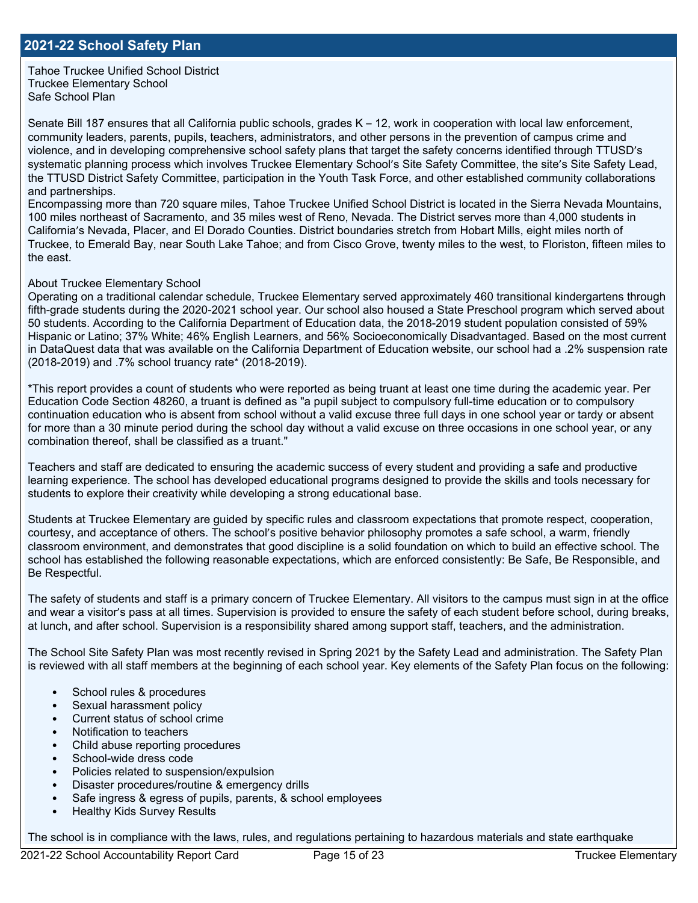## 2021-22 School Safety Plan

Tahoe Truckee Unified School District
Truckee Elementary School
Safe School Plan

Senate Bill 187 ensures that all California public schools, grades K – 12, work in cooperation with local law enforcement, community leaders, parents, pupils, teachers, administrators, and other persons in the prevention of campus crime and violence, and in developing comprehensive school safety plans that target the safety concerns identified through TTUSD's systematic planning process which involves Truckee Elementary School's Site Safety Committee, the site's Site Safety Lead, the TTUSD District Safety Committee, participation in the Youth Task Force, and other established community collaborations and partnerships.
Encompassing more than 720 square miles, Tahoe Truckee Unified School District is located in the Sierra Nevada Mountains, 100 miles northeast of Sacramento, and 35 miles west of Reno, Nevada. The District serves more than 4,000 students in California's Nevada, Placer, and El Dorado Counties. District boundaries stretch from Hobart Mills, eight miles north of Truckee, to Emerald Bay, near South Lake Tahoe; and from Cisco Grove, twenty miles to the west, to Floriston, fifteen miles to the east.

About Truckee Elementary School
Operating on a traditional calendar schedule, Truckee Elementary served approximately 460 transitional kindergartens through fifth-grade students during the 2020-2021 school year. Our school also housed a State Preschool program which served about 50 students. According to the California Department of Education data, the 2018-2019 student population consisted of 59% Hispanic or Latino; 37% White; 46% English Learners, and 56% Socioeconomically Disadvantaged. Based on the most current in DataQuest data that was available on the California Department of Education website, our school had a .2% suspension rate (2018-2019) and .7% school truancy rate* (2018-2019).

*This report provides a count of students who were reported as being truant at least one time during the academic year. Per Education Code Section 48260, a truant is defined as "a pupil subject to compulsory full-time education or to compulsory continuation education who is absent from school without a valid excuse three full days in one school year or tardy or absent for more than a 30 minute period during the school day without a valid excuse on three occasions in one school year, or any combination thereof, shall be classified as a truant."

Teachers and staff are dedicated to ensuring the academic success of every student and providing a safe and productive learning experience. The school has developed educational programs designed to provide the skills and tools necessary for students to explore their creativity while developing a strong educational base.

Students at Truckee Elementary are guided by specific rules and classroom expectations that promote respect, cooperation, courtesy, and acceptance of others. The school's positive behavior philosophy promotes a safe school, a warm, friendly classroom environment, and demonstrates that good discipline is a solid foundation on which to build an effective school. The school has established the following reasonable expectations, which are enforced consistently: Be Safe, Be Responsible, and Be Respectful.

The safety of students and staff is a primary concern of Truckee Elementary. All visitors to the campus must sign in at the office and wear a visitor's pass at all times. Supervision is provided to ensure the safety of each student before school, during breaks, at lunch, and after school. Supervision is a responsibility shared among support staff, teachers, and the administration.

The School Site Safety Plan was most recently revised in Spring 2021 by the Safety Lead and administration. The Safety Plan is reviewed with all staff members at the beginning of each school year. Key elements of the Safety Plan focus on the following:

- School rules & procedures
- Sexual harassment policy
- Current status of school crime
- Notification to teachers
- Child abuse reporting procedures
- School-wide dress code
- Policies related to suspension/expulsion
- Disaster procedures/routine & emergency drills
- Safe ingress & egress of pupils, parents, & school employees
- Healthy Kids Survey Results

The school is in compliance with the laws, rules, and regulations pertaining to hazardous materials and state earthquake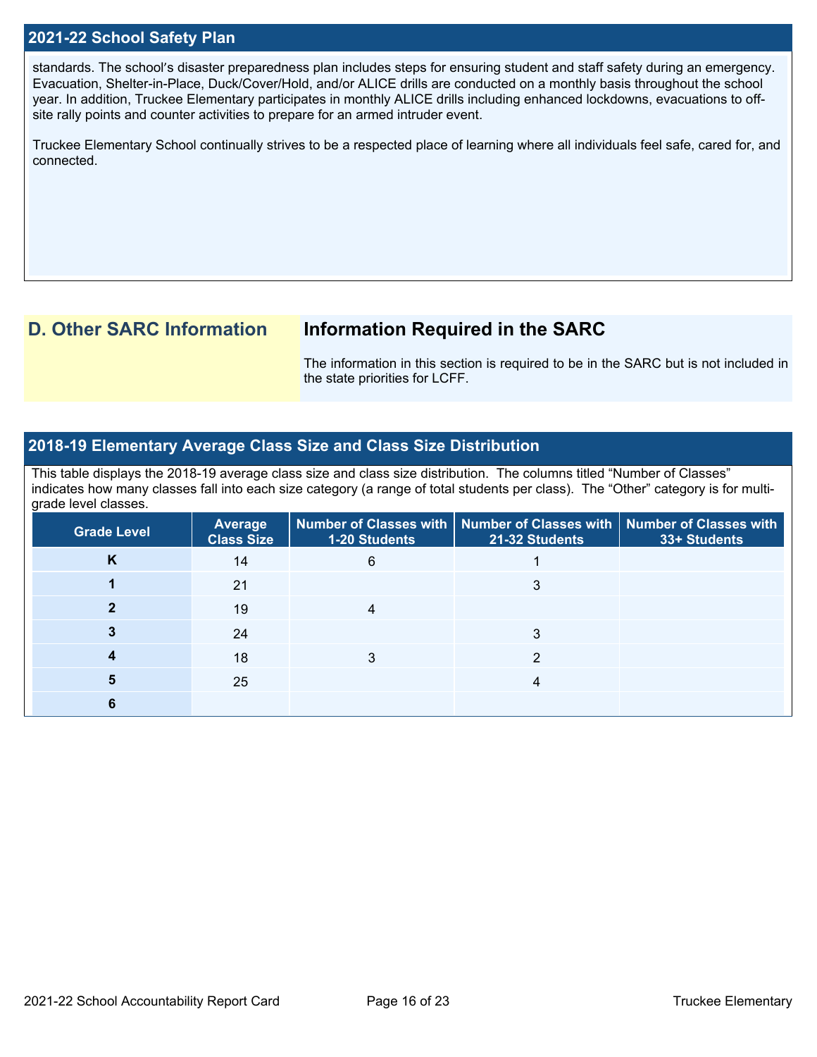## 2021-22 School Safety Plan

standards. The school's disaster preparedness plan includes steps for ensuring student and staff safety during an emergency. Evacuation, Shelter-in-Place, Duck/Cover/Hold, and/or ALICE drills are conducted on a monthly basis throughout the school year. In addition, Truckee Elementary participates in monthly ALICE drills including enhanced lockdowns, evacuations to off-site rally points and counter activities to prepare for an armed intruder event.

Truckee Elementary School continually strives to be a respected place of learning where all individuals feel safe, cared for, and connected.

# D. Other SARC Information

## Information Required in the SARC

The information in this section is required to be in the SARC but is not included in the state priorities for LCFF.

## 2018-19 Elementary Average Class Size and Class Size Distribution

This table displays the 2018-19 average class size and class size distribution. The columns titled "Number of Classes" indicates how many classes fall into each size category (a range of total students per class). The "Other" category is for multi-grade level classes.

| Grade Level | Average Class Size | Number of Classes with 1-20 Students | Number of Classes with 21-32 Students | Number of Classes with 33+ Students |
|---|---|---|---|---|
| K | 14 | 6 | 1 | |
| 1 | 21 | | 3 | |
| 2 | 19 | 4 | | |
| 3 | 24 | | 3 | |
| 4 | 18 | 3 | 2 | |
| 5 | 25 | | 4 | |
| 6 | | | | |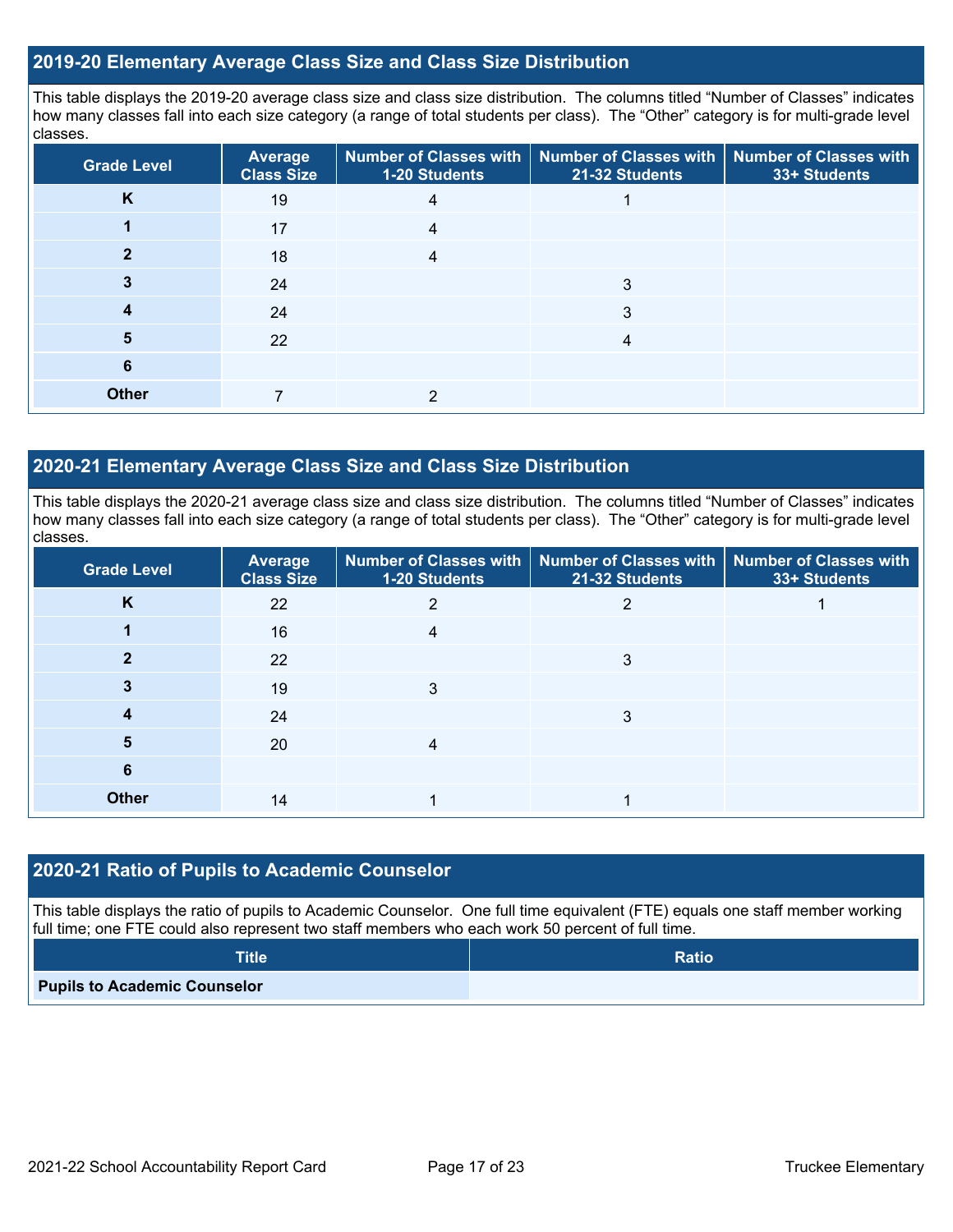## 2019-20 Elementary Average Class Size and Class Size Distribution

This table displays the 2019-20 average class size and class size distribution. The columns titled "Number of Classes" indicates how many classes fall into each size category (a range of total students per class). The "Other" category is for multi-grade level classes.

| Grade Level | Average Class Size | Number of Classes with 1-20 Students | Number of Classes with 21-32 Students | Number of Classes with 33+ Students |
|---|---|---|---|---|
| K | 19 | 4 | 1 | |
| 1 | 17 | 4 | | |
| 2 | 18 | 4 | | |
| 3 | 24 | | 3 | |
| 4 | 24 | | 3 | |
| 5 | 22 | | 4 | |
| 6 | | | | |
| Other | 7 | 2 | | |

## 2020-21 Elementary Average Class Size and Class Size Distribution

This table displays the 2020-21 average class size and class size distribution. The columns titled "Number of Classes" indicates how many classes fall into each size category (a range of total students per class). The "Other" category is for multi-grade level classes.

| Grade Level | Average Class Size | Number of Classes with 1-20 Students | Number of Classes with 21-32 Students | Number of Classes with 33+ Students |
|---|---|---|---|---|
| K | 22 | 2 | 2 | 1 |
| 1 | 16 | 4 | | |
| 2 | 22 | | 3 | |
| 3 | 19 | 3 | | |
| 4 | 24 | | 3 | |
| 5 | 20 | 4 | | |
| 6 | | | | |
| Other | 14 | 1 | 1 | |

## 2020-21 Ratio of Pupils to Academic Counselor

This table displays the ratio of pupils to Academic Counselor. One full time equivalent (FTE) equals one staff member working full time; one FTE could also represent two staff members who each work 50 percent of full time.

| Title | Ratio |
|---|---|
| Pupils to Academic Counselor | |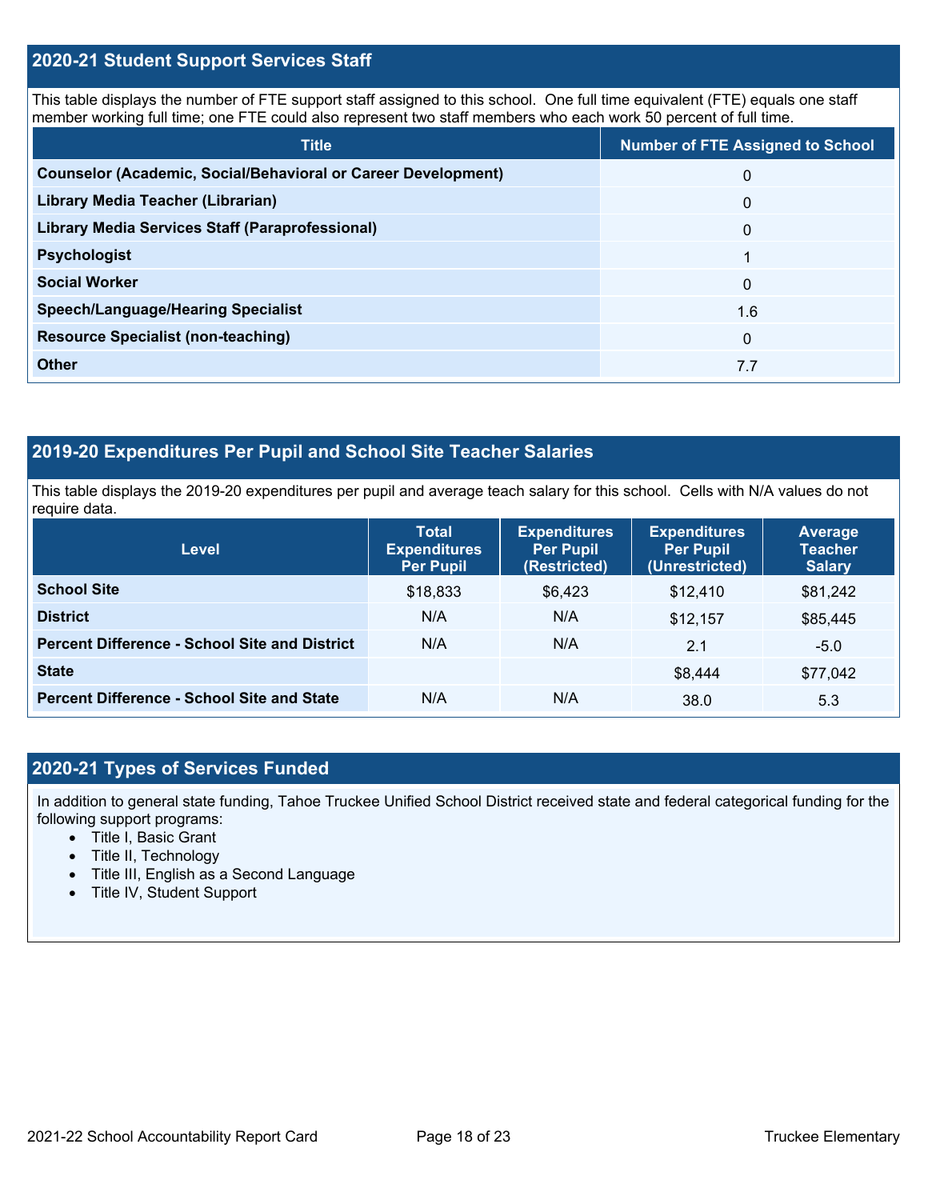## 2020-21 Student Support Services Staff

This table displays the number of FTE support staff assigned to this school. One full time equivalent (FTE) equals one staff member working full time; one FTE could also represent two staff members who each work 50 percent of full time.

| Title | Number of FTE Assigned to School |
|---|---|
| **Counselor (Academic, Social/Behavioral or Career Development)** | 0 |
| **Library Media Teacher (Librarian)** | 0 |
| **Library Media Services Staff (Paraprofessional)** | 0 |
| **Psychologist** | 1 |
| **Social Worker** | 0 |
| **Speech/Language/Hearing Specialist** | 1.6 |
| **Resource Specialist (non-teaching)** | 0 |
| **Other** | 7.7 |

## 2019-20 Expenditures Per Pupil and School Site Teacher Salaries

This table displays the 2019-20 expenditures per pupil and average teach salary for this school. Cells with N/A values do not require data.

| Level | Total Expenditures Per Pupil | Expenditures Per Pupil (Restricted) | Expenditures Per Pupil (Unrestricted) | Average Teacher Salary |
|---|---|---|---|---|
| **School Site** | $18,833 | $6,423 | $12,410 | $81,242 |
| **District** | N/A | N/A | $12,157 | $85,445 |
| **Percent Difference - School Site and District** | N/A | N/A | 2.1 | -5.0 |
| **State** | | | $8,444 | $77,042 |
| **Percent Difference - School Site and State** | N/A | N/A | 38.0 | 5.3 |

## 2020-21 Types of Services Funded

In addition to general state funding, Tahoe Truckee Unified School District received state and federal categorical funding for the following support programs:

- Title I, Basic Grant
- Title II, Technology
- Title III, English as a Second Language
- Title IV, Student Support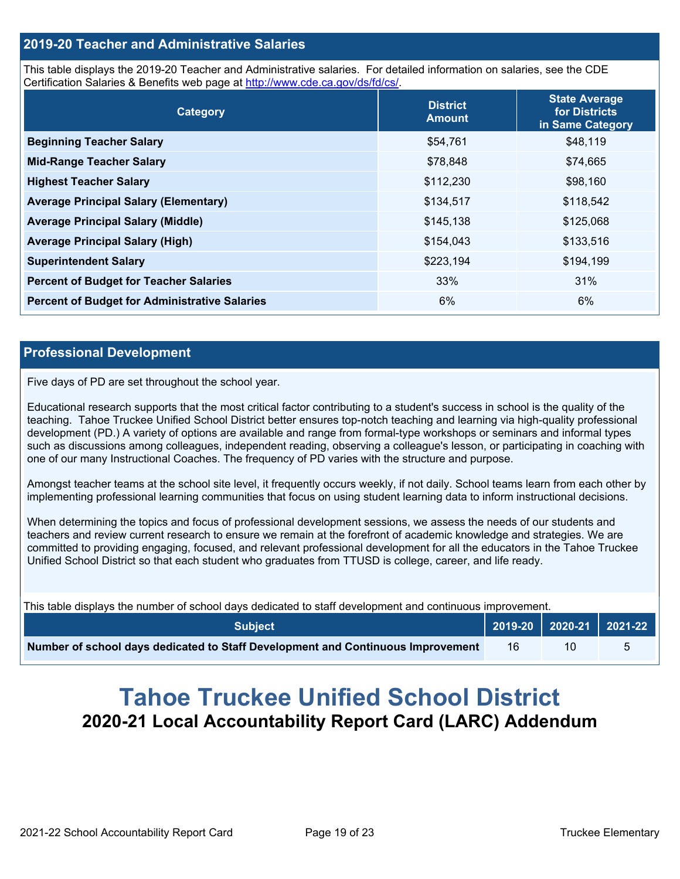## 2019-20 Teacher and Administrative Salaries

This table displays the 2019-20 Teacher and Administrative salaries. For detailed information on salaries, see the CDE Certification Salaries & Benefits web page at http://www.cde.ca.gov/ds/fd/cs/.

| Category | District Amount | State Average for Districts in Same Category |
|---|---|---|
| **Beginning Teacher Salary** | $54,761 | $48,119 |
| **Mid-Range Teacher Salary** | $78,848 | $74,665 |
| **Highest Teacher Salary** | $112,230 | $98,160 |
| **Average Principal Salary (Elementary)** | $134,517 | $118,542 |
| **Average Principal Salary (Middle)** | $145,138 | $125,068 |
| **Average Principal Salary (High)** | $154,043 | $133,516 |
| **Superintendent Salary** | $223,194 | $194,199 |
| **Percent of Budget for Teacher Salaries** | 33% | 31% |
| **Percent of Budget for Administrative Salaries** | 6% | 6% |

## Professional Development

Five days of PD are set throughout the school year.

Educational research supports that the most critical factor contributing to a student's success in school is the quality of the teaching. Tahoe Truckee Unified School District better ensures top-notch teaching and learning via high-quality professional development (PD.) A variety of options are available and range from formal-type workshops or seminars and informal types such as discussions among colleagues, independent reading, observing a colleague's lesson, or participating in coaching with one of our many Instructional Coaches. The frequency of PD varies with the structure and purpose.

Amongst teacher teams at the school site level, it frequently occurs weekly, if not daily. School teams learn from each other by implementing professional learning communities that focus on using student learning data to inform instructional decisions.

When determining the topics and focus of professional development sessions, we assess the needs of our students and teachers and review current research to ensure we remain at the forefront of academic knowledge and strategies. We are committed to providing engaging, focused, and relevant professional development for all the educators in the Tahoe Truckee Unified School District so that each student who graduates from TTUSD is college, career, and life ready.

This table displays the number of school days dedicated to staff development and continuous improvement.

| Subject | 2019-20 | 2020-21 | 2021-22 |
|---|---|---|---|
| **Number of school days dedicated to Staff Development and Continuous Improvement** | 16 | 10 | 5 |

# Tahoe Truckee Unified School District

## 2020-21 Local Accountability Report Card (LARC) Addendum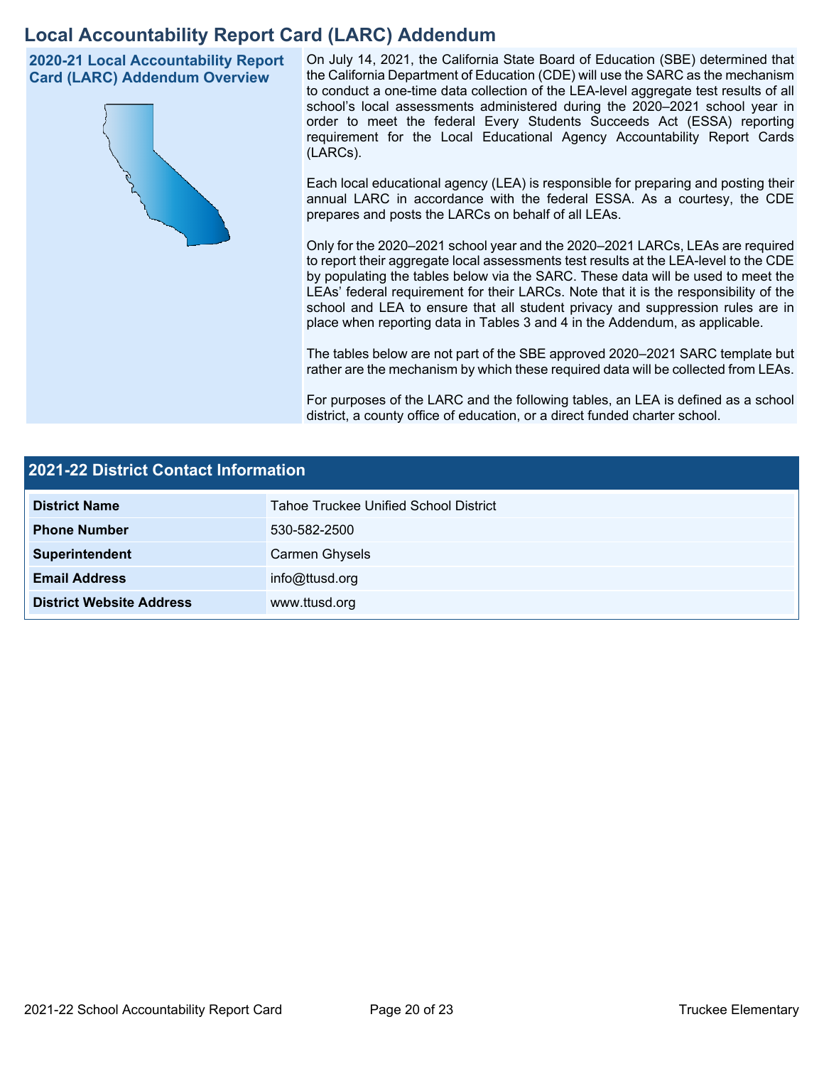# Local Accountability Report Card (LARC) Addendum

## 2020-21 Local Accountability Report Card (LARC) Addendum Overview

On July 14, 2021, the California State Board of Education (SBE) determined that the California Department of Education (CDE) will use the SARC as the mechanism to conduct a one-time data collection of the LEA-level aggregate test results of all school's local assessments administered during the 2020–2021 school year in order to meet the federal Every Students Succeeds Act (ESSA) reporting requirement for the Local Educational Agency Accountability Report Cards (LARCs).

Each local educational agency (LEA) is responsible for preparing and posting their annual LARC in accordance with the federal ESSA. As a courtesy, the CDE prepares and posts the LARCs on behalf of all LEAs.

Only for the 2020–2021 school year and the 2020–2021 LARCs, LEAs are required to report their aggregate local assessments test results at the LEA-level to the CDE by populating the tables below via the SARC. These data will be used to meet the LEAs' federal requirement for their LARCs. Note that it is the responsibility of the school and LEA to ensure that all student privacy and suppression rules are in place when reporting data in Tables 3 and 4 in the Addendum, as applicable.

The tables below are not part of the SBE approved 2020–2021 SARC template but rather are the mechanism by which these required data will be collected from LEAs.

For purposes of the LARC and the following tables, an LEA is defined as a school district, a county office of education, or a direct funded charter school.

## 2021-22 District Contact Information

| 2021-22 District Contact Information | |
|---|---|
| **District Name** | Tahoe Truckee Unified School District |
| **Phone Number** | 530-582-2500 |
| **Superintendent** | Carmen Ghysels |
| **Email Address** | info@ttusd.org |
| **District Website Address** | www.ttusd.org |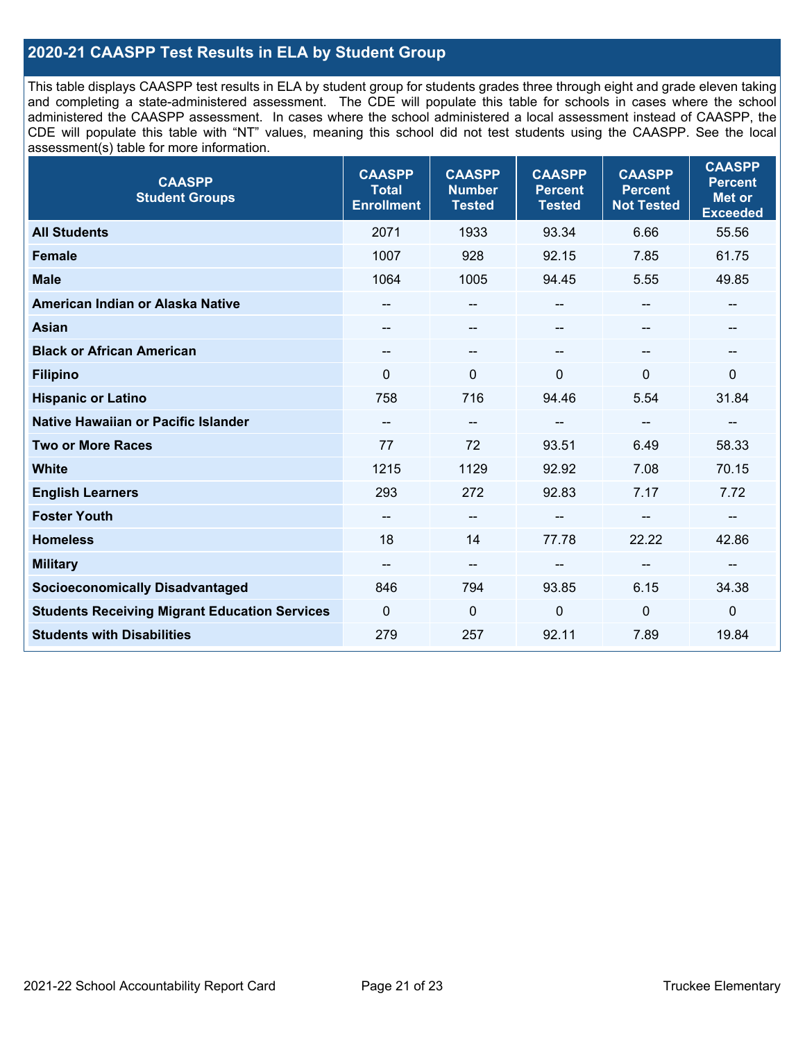## 2020-21 CAASPP Test Results in ELA by Student Group

This table displays CAASPP test results in ELA by student group for students grades three through eight and grade eleven taking and completing a state-administered assessment. The CDE will populate this table for schools in cases where the school administered the CAASPP assessment. In cases where the school administered a local assessment instead of CAASPP, the CDE will populate this table with "NT" values, meaning this school did not test students using the CAASPP. See the local assessment(s) table for more information.

| CAASPP Student Groups | CAASPP Total Enrollment | CAASPP Number Tested | CAASPP Percent Tested | CAASPP Percent Not Tested | CAASPP Percent Met or Exceeded |
|---|---|---|---|---|---|
| **All Students** | 2071 | 1933 | 93.34 | 6.66 | 55.56 |
| **Female** | 1007 | 928 | 92.15 | 7.85 | 61.75 |
| **Male** | 1064 | 1005 | 94.45 | 5.55 | 49.85 |
| **American Indian or Alaska Native** | -- | -- | -- | -- | -- |
| **Asian** | -- | -- | -- | -- | -- |
| **Black or African American** | -- | -- | -- | -- | -- |
| **Filipino** | 0 | 0 | 0 | 0 | 0 |
| **Hispanic or Latino** | 758 | 716 | 94.46 | 5.54 | 31.84 |
| **Native Hawaiian or Pacific Islander** | -- | -- | -- | -- | -- |
| **Two or More Races** | 77 | 72 | 93.51 | 6.49 | 58.33 |
| **White** | 1215 | 1129 | 92.92 | 7.08 | 70.15 |
| **English Learners** | 293 | 272 | 92.83 | 7.17 | 7.72 |
| **Foster Youth** | -- | -- | -- | -- | -- |
| **Homeless** | 18 | 14 | 77.78 | 22.22 | 42.86 |
| **Military** | -- | -- | -- | -- | -- |
| **Socioeconomically Disadvantaged** | 846 | 794 | 93.85 | 6.15 | 34.38 |
| **Students Receiving Migrant Education Services** | 0 | 0 | 0 | 0 | 0 |
| **Students with Disabilities** | 279 | 257 | 92.11 | 7.89 | 19.84 |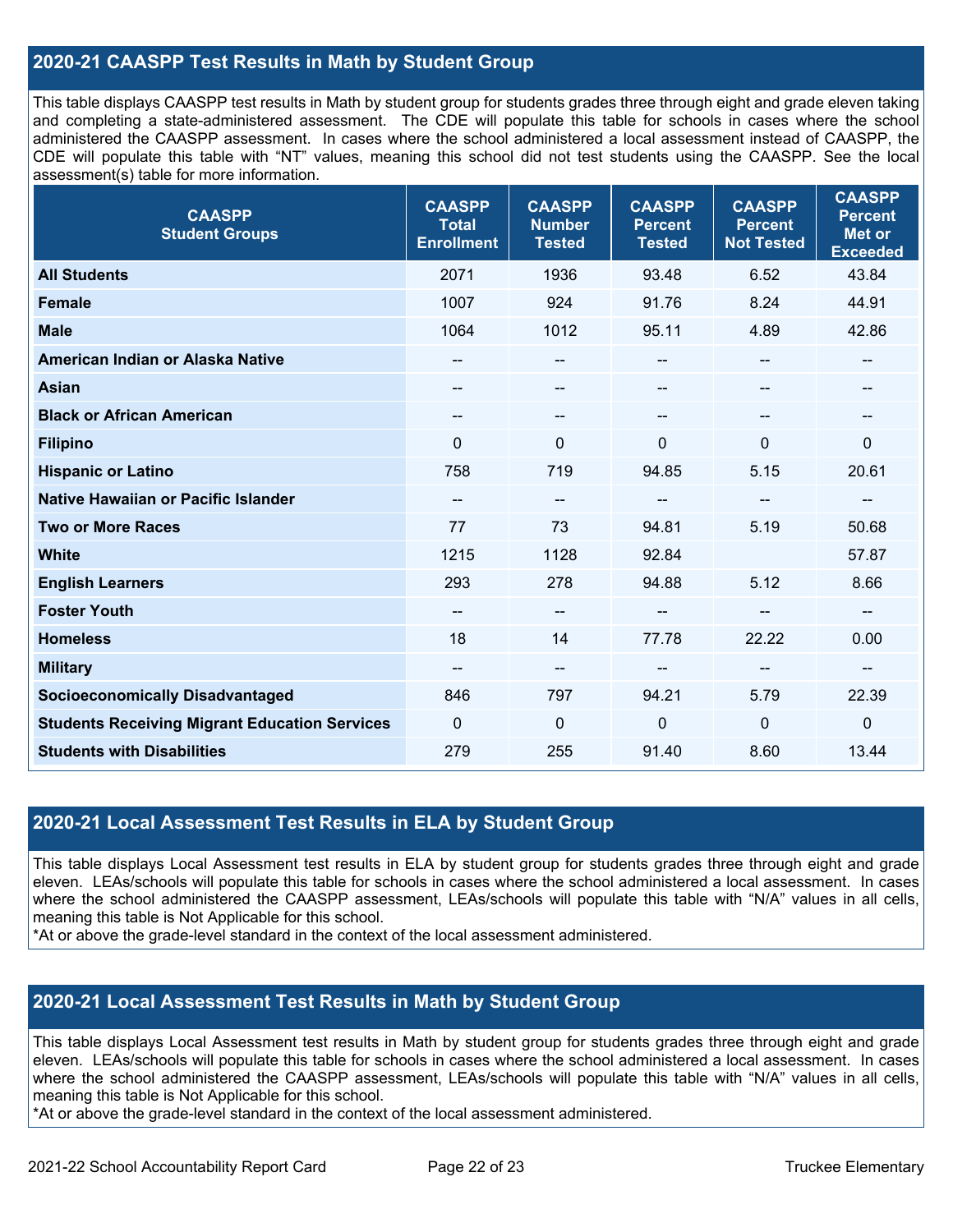## 2020-21 CAASPP Test Results in Math by Student Group

This table displays CAASPP test results in Math by student group for students grades three through eight and grade eleven taking and completing a state-administered assessment. The CDE will populate this table for schools in cases where the school administered the CAASPP assessment. In cases where the school administered a local assessment instead of CAASPP, the CDE will populate this table with "NT" values, meaning this school did not test students using the CAASPP. See the local assessment(s) table for more information.

| CAASPP Student Groups | CAASPP Total Enrollment | CAASPP Number Tested | CAASPP Percent Tested | CAASPP Percent Not Tested | CAASPP Percent Met or Exceeded |
|---|---|---|---|---|---|
| **All Students** | 2071 | 1936 | 93.48 | 6.52 | 43.84 |
| **Female** | 1007 | 924 | 91.76 | 8.24 | 44.91 |
| **Male** | 1064 | 1012 | 95.11 | 4.89 | 42.86 |
| **American Indian or Alaska Native** | -- | -- | -- | -- | -- |
| **Asian** | -- | -- | -- | -- | -- |
| **Black or African American** | -- | -- | -- | -- | -- |
| **Filipino** | 0 | 0 | 0 | 0 | 0 |
| **Hispanic or Latino** | 758 | 719 | 94.85 | 5.15 | 20.61 |
| **Native Hawaiian or Pacific Islander** | -- | -- | -- | -- | -- |
| **Two or More Races** | 77 | 73 | 94.81 | 5.19 | 50.68 |
| **White** | 1215 | 1128 | 92.84 | | 57.87 |
| **English Learners** | 293 | 278 | 94.88 | 5.12 | 8.66 |
| **Foster Youth** | -- | -- | -- | -- | -- |
| **Homeless** | 18 | 14 | 77.78 | 22.22 | 0.00 |
| **Military** | -- | -- | -- | -- | -- |
| **Socioeconomically Disadvantaged** | 846 | 797 | 94.21 | 5.79 | 22.39 |
| **Students Receiving Migrant Education Services** | 0 | 0 | 0 | 0 | 0 |
| **Students with Disabilities** | 279 | 255 | 91.40 | 8.60 | 13.44 |

## 2020-21 Local Assessment Test Results in ELA by Student Group

This table displays Local Assessment test results in ELA by student group for students grades three through eight and grade eleven. LEAs/schools will populate this table for schools in cases where the school administered a local assessment. In cases where the school administered the CAASPP assessment, LEAs/schools will populate this table with "N/A" values in all cells, meaning this table is Not Applicable for this school.
*At or above the grade-level standard in the context of the local assessment administered.

## 2020-21 Local Assessment Test Results in Math by Student Group

This table displays Local Assessment test results in Math by student group for students grades three through eight and grade eleven. LEAs/schools will populate this table for schools in cases where the school administered a local assessment. In cases where the school administered the CAASPP assessment, LEAs/schools will populate this table with "N/A" values in all cells, meaning this table is Not Applicable for this school.
*At or above the grade-level standard in the context of the local assessment administered.